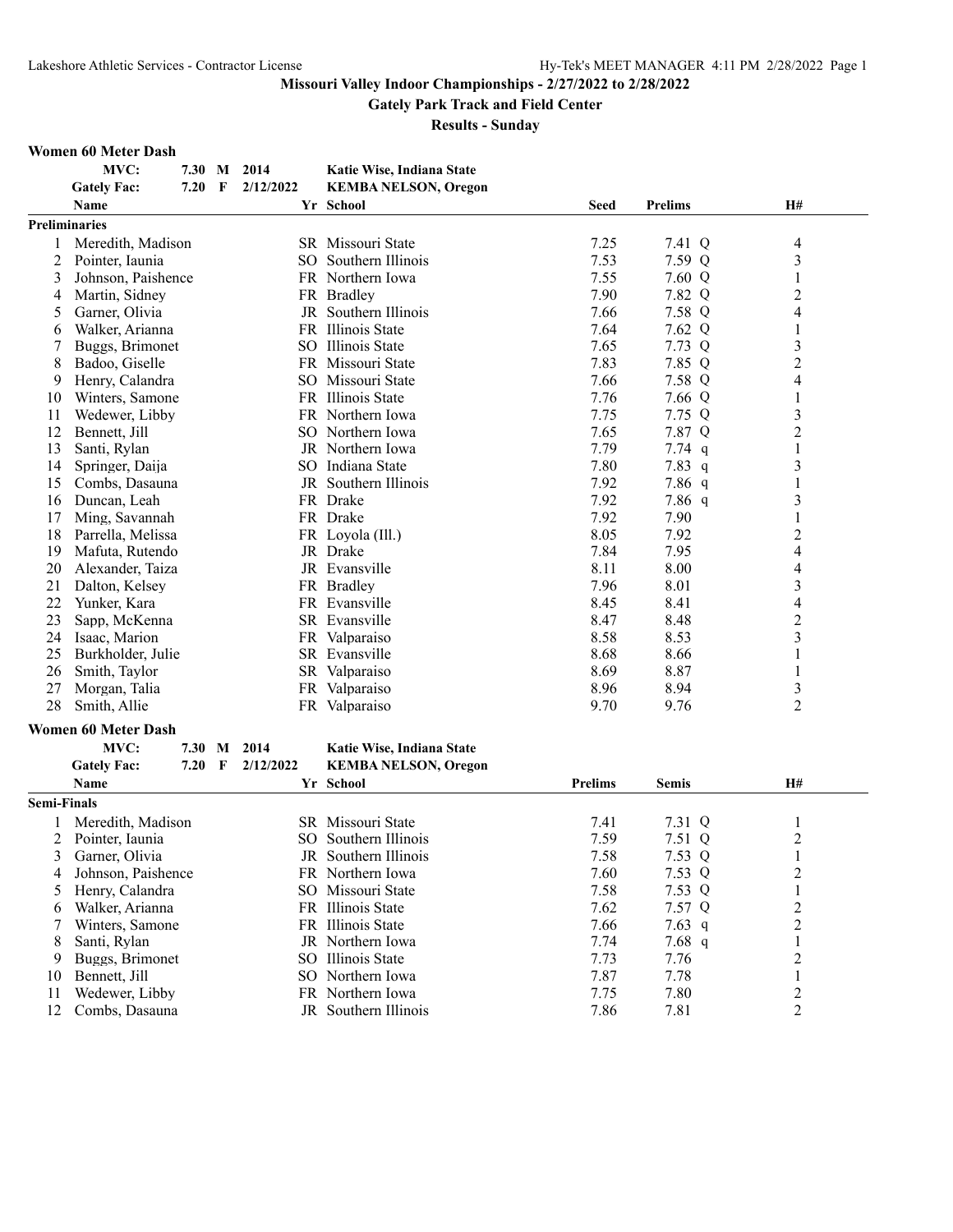# Missouri Valley Indoor Championships - 2/27/2022 to 2/28/2022

## Gately Park Track and Field Center

### Results - Sunday

**Women 60 Meter Dash**

| | | | | |
|---|---|---|---|---|
| MVC: | 7.30 | M | 2014 | Katie Wise, Indiana State |
| Gately Fac: | 7.20 | F | 2/12/2022 | KEMBA NELSON, Oregon |

| | Name | Yr | School | Seed | Prelims | | H# |
|---|---|---|---|---|---|---|---|
| **Preliminaries** | | | | | | | |
| 1 | Meredith, Madison | SR | Missouri State | 7.25 | 7.41 | Q | 4 |
| 2 | Pointer, Iaunia | SO | Southern Illinois | 7.53 | 7.59 | Q | 3 |
| 3 | Johnson, Paishence | FR | Northern Iowa | 7.55 | 7.60 | Q | 1 |
| 4 | Martin, Sidney | FR | Bradley | 7.90 | 7.82 | Q | 2 |
| 5 | Garner, Olivia | JR | Southern Illinois | 7.66 | 7.58 | Q | 4 |
| 6 | Walker, Arianna | FR | Illinois State | 7.64 | 7.62 | Q | 1 |
| 7 | Buggs, Brimonet | SO | Illinois State | 7.65 | 7.73 | Q | 3 |
| 8 | Badoo, Giselle | FR | Missouri State | 7.83 | 7.85 | Q | 2 |
| 9 | Henry, Calandra | SO | Missouri State | 7.66 | 7.58 | Q | 4 |
| 10 | Winters, Samone | FR | Illinois State | 7.76 | 7.66 | Q | 1 |
| 11 | Wedewer, Libby | FR | Northern Iowa | 7.75 | 7.75 | Q | 3 |
| 12 | Bennett, Jill | SO | Northern Iowa | 7.65 | 7.87 | Q | 2 |
| 13 | Santi, Rylan | JR | Northern Iowa | 7.79 | 7.74 | q | 1 |
| 14 | Springer, Daija | SO | Indiana State | 7.80 | 7.83 | q | 3 |
| 15 | Combs, Dasauna | JR | Southern Illinois | 7.92 | 7.86 | q | 1 |
| 16 | Duncan, Leah | FR | Drake | 7.92 | 7.86 | q | 3 |
| 17 | Ming, Savannah | FR | Drake | 7.92 | 7.90 | | 1 |
| 18 | Parrella, Melissa | FR | Loyola (Ill.) | 8.05 | 7.92 | | 2 |
| 19 | Mafuta, Rutendo | JR | Drake | 7.84 | 7.95 | | 4 |
| 20 | Alexander, Taiza | JR | Evansville | 8.11 | 8.00 | | 4 |
| 21 | Dalton, Kelsey | FR | Bradley | 7.96 | 8.01 | | 3 |
| 22 | Yunker, Kara | FR | Evansville | 8.45 | 8.41 | | 4 |
| 23 | Sapp, McKenna | SR | Evansville | 8.47 | 8.48 | | 2 |
| 24 | Isaac, Marion | FR | Valparaiso | 8.58 | 8.53 | | 3 |
| 25 | Burkholder, Julie | SR | Evansville | 8.68 | 8.66 | | 1 |
| 26 | Smith, Taylor | SR | Valparaiso | 8.69 | 8.87 | | 1 |
| 27 | Morgan, Talia | FR | Valparaiso | 8.96 | 8.94 | | 3 |
| 28 | Smith, Allie | FR | Valparaiso | 9.70 | 9.76 | | 2 |

**Women 60 Meter Dash**

| | | | | |
|---|---|---|---|---|
| MVC: | 7.30 | M | 2014 | Katie Wise, Indiana State |
| Gately Fac: | 7.20 | F | 2/12/2022 | KEMBA NELSON, Oregon |

| | Name | Yr | School | Prelims | Semis | | H# |
|---|---|---|---|---|---|---|---|
| **Semi-Finals** | | | | | | | |
| 1 | Meredith, Madison | SR | Missouri State | 7.41 | 7.31 | Q | 1 |
| 2 | Pointer, Iaunia | SO | Southern Illinois | 7.59 | 7.51 | Q | 2 |
| 3 | Garner, Olivia | JR | Southern Illinois | 7.58 | 7.53 | Q | 1 |
| 4 | Johnson, Paishence | FR | Northern Iowa | 7.60 | 7.53 | Q | 2 |
| 5 | Henry, Calandra | SO | Missouri State | 7.58 | 7.53 | Q | 1 |
| 6 | Walker, Arianna | FR | Illinois State | 7.62 | 7.57 | Q | 2 |
| 7 | Winters, Samone | FR | Illinois State | 7.66 | 7.63 | q | 2 |
| 8 | Santi, Rylan | JR | Northern Iowa | 7.74 | 7.68 | q | 1 |
| 9 | Buggs, Brimonet | SO | Illinois State | 7.73 | 7.76 | | 2 |
| 10 | Bennett, Jill | SO | Northern Iowa | 7.87 | 7.78 | | 1 |
| 11 | Wedewer, Libby | FR | Northern Iowa | 7.75 | 7.80 | | 2 |
| 12 | Combs, Dasauna | JR | Southern Illinois | 7.86 | 7.81 | | 2 |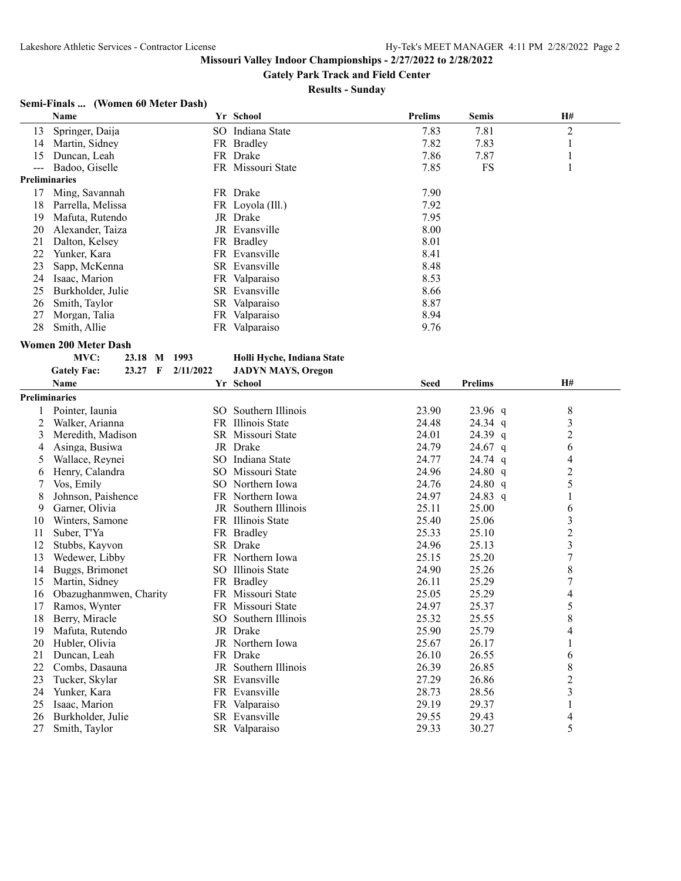**Missouri Valley Indoor Championships - 2/27/2022 to 2/28/2022**

**Gately Park Track and Field Center**

**Results - Sunday**

### Semi-Finals ... (Women 60 Meter Dash)

| | Name | Yr | School | Prelims | Semis | H# |
|---|---|---|---|---|---|---|
| 13 | Springer, Daija | SO | Indiana State | 7.83 | 7.81 | 2 |
| 14 | Martin, Sidney | FR | Bradley | 7.82 | 7.83 | 1 |
| 15 | Duncan, Leah | FR | Drake | 7.86 | 7.87 | 1 |
| --- | Badoo, Giselle | FR | Missouri State | 7.85 | FS | 1 |
| **Preliminaries** | | | | | | |
| 17 | Ming, Savannah | FR | Drake | 7.90 | | |
| 18 | Parrella, Melissa | FR | Loyola (Ill.) | 7.92 | | |
| 19 | Mafuta, Rutendo | JR | Drake | 7.95 | | |
| 20 | Alexander, Taiza | JR | Evansville | 8.00 | | |
| 21 | Dalton, Kelsey | FR | Bradley | 8.01 | | |
| 22 | Yunker, Kara | FR | Evansville | 8.41 | | |
| 23 | Sapp, McKenna | SR | Evansville | 8.48 | | |
| 24 | Isaac, Marion | FR | Valparaiso | 8.53 | | |
| 25 | Burkholder, Julie | SR | Evansville | 8.66 | | |
| 26 | Smith, Taylor | SR | Valparaiso | 8.87 | | |
| 27 | Morgan, Talia | FR | Valparaiso | 8.94 | | |
| 28 | Smith, Allie | FR | Valparaiso | 9.76 | | |

### Women 200 Meter Dash

**MVC:** 23.18 M 1993 **Holli Hyche, Indiana State**

**Gately Fac:** 23.27 F 2/11/2022 **JADYN MAYS, Oregon**

| | Name | Yr | School | Seed | Prelims | H# |
|---|---|---|---|---|---|---|
| **Preliminaries** | | | | | | |
| 1 | Pointer, Iaunia | SO | Southern Illinois | 23.90 | 23.96 q | 8 |
| 2 | Walker, Arianna | FR | Illinois State | 24.48 | 24.34 q | 3 |
| 3 | Meredith, Madison | SR | Missouri State | 24.01 | 24.39 q | 2 |
| 4 | Asinga, Busiwa | JR | Drake | 24.79 | 24.67 q | 6 |
| 5 | Wallace, Reynei | SO | Indiana State | 24.77 | 24.74 q | 4 |
| 6 | Henry, Calandra | SO | Missouri State | 24.96 | 24.80 q | 2 |
| 7 | Vos, Emily | SO | Northern Iowa | 24.76 | 24.80 q | 5 |
| 8 | Johnson, Paishence | FR | Northern Iowa | 24.97 | 24.83 q | 1 |
| 9 | Garner, Olivia | JR | Southern Illinois | 25.11 | 25.00 | 6 |
| 10 | Winters, Samone | FR | Illinois State | 25.40 | 25.06 | 3 |
| 11 | Suber, T'Ya | FR | Bradley | 25.33 | 25.10 | 2 |
| 12 | Stubbs, Kayvon | SR | Drake | 24.96 | 25.13 | 3 |
| 13 | Wedewer, Libby | FR | Northern Iowa | 25.15 | 25.20 | 7 |
| 14 | Buggs, Brimonet | SO | Illinois State | 24.90 | 25.26 | 8 |
| 15 | Martin, Sidney | FR | Bradley | 26.11 | 25.29 | 7 |
| 16 | Obazughanmwen, Charity | FR | Missouri State | 25.05 | 25.29 | 4 |
| 17 | Ramos, Wynter | FR | Missouri State | 24.97 | 25.37 | 5 |
| 18 | Berry, Miracle | SO | Southern Illinois | 25.32 | 25.55 | 8 |
| 19 | Mafuta, Rutendo | JR | Drake | 25.90 | 25.79 | 4 |
| 20 | Hubler, Olivia | JR | Northern Iowa | 25.67 | 26.17 | 1 |
| 21 | Duncan, Leah | FR | Drake | 26.10 | 26.55 | 6 |
| 22 | Combs, Dasauna | JR | Southern Illinois | 26.39 | 26.85 | 8 |
| 23 | Tucker, Skylar | SR | Evansville | 27.29 | 26.86 | 2 |
| 24 | Yunker, Kara | FR | Evansville | 28.73 | 28.56 | 3 |
| 25 | Isaac, Marion | FR | Valparaiso | 29.19 | 29.37 | 1 |
| 26 | Burkholder, Julie | SR | Evansville | 29.55 | 29.43 | 4 |
| 27 | Smith, Taylor | SR | Valparaiso | 29.33 | 30.27 | 5 |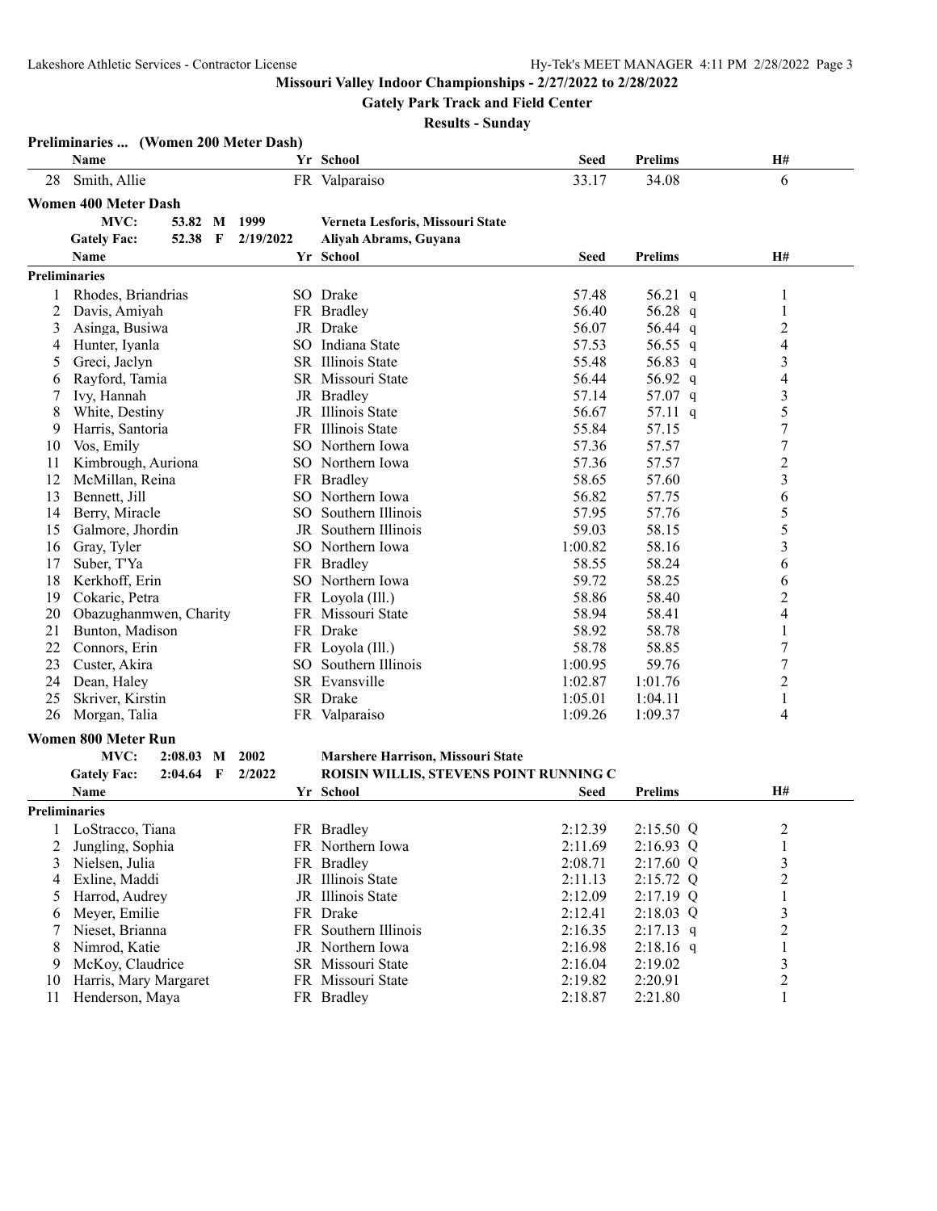**Missouri Valley Indoor Championships - 2/27/2022 to 2/28/2022**

**Gately Park Track and Field Center**

**Results - Sunday**

### Preliminaries ... (Women 200 Meter Dash)

| | Name | Yr | School | Seed | Prelims | H# |
|---|---|---|---|---|---|---|
| 28 | Smith, Allie | FR | Valparaiso | 33.17 | 34.08 | 6 |

### Women 400 Meter Dash

| | | | | |
|---|---|---|---|---|
| MVC: | 53.82 M | 1999 | Verneta Lesforis, Missouri State |
| Gately Fac: | 52.38 F | 2/19/2022 | Aliyah Abrams, Guyana |

**Preliminaries**

| | Name | Yr | School | Seed | Prelims | H# |
|---|---|---|---|---|---|---|
| 1 | Rhodes, Briandrias | SO | Drake | 57.48 | 56.21 q | 1 |
| 2 | Davis, Amiyah | FR | Bradley | 56.40 | 56.28 q | 1 |
| 3 | Asinga, Busiwa | JR | Drake | 56.07 | 56.44 q | 2 |
| 4 | Hunter, Iyanla | SO | Indiana State | 57.53 | 56.55 q | 4 |
| 5 | Greci, Jaclyn | SR | Illinois State | 55.48 | 56.83 q | 3 |
| 6 | Rayford, Tamia | SR | Missouri State | 56.44 | 56.92 q | 4 |
| 7 | Ivy, Hannah | JR | Bradley | 57.14 | 57.07 q | 3 |
| 8 | White, Destiny | JR | Illinois State | 56.67 | 57.11 q | 5 |
| 9 | Harris, Santoria | FR | Illinois State | 55.84 | 57.15 | 7 |
| 10 | Vos, Emily | SO | Northern Iowa | 57.36 | 57.57 | 7 |
| 11 | Kimbrough, Auriona | SO | Northern Iowa | 57.36 | 57.57 | 2 |
| 12 | McMillan, Reina | FR | Bradley | 58.65 | 57.60 | 3 |
| 13 | Bennett, Jill | SO | Northern Iowa | 56.82 | 57.75 | 6 |
| 14 | Berry, Miracle | SO | Southern Illinois | 57.95 | 57.76 | 5 |
| 15 | Galmore, Jhordin | JR | Southern Illinois | 59.03 | 58.15 | 5 |
| 16 | Gray, Tyler | SO | Northern Iowa | 1:00.82 | 58.16 | 3 |
| 17 | Suber, T'Ya | FR | Bradley | 58.55 | 58.24 | 6 |
| 18 | Kerkhoff, Erin | SO | Northern Iowa | 59.72 | 58.25 | 6 |
| 19 | Cokaric, Petra | FR | Loyola (Ill.) | 58.86 | 58.40 | 2 |
| 20 | Obazughanmwen, Charity | FR | Missouri State | 58.94 | 58.41 | 4 |
| 21 | Bunton, Madison | FR | Drake | 58.92 | 58.78 | 1 |
| 22 | Connors, Erin | FR | Loyola (Ill.) | 58.78 | 58.85 | 7 |
| 23 | Custer, Akira | SO | Southern Illinois | 1:00.95 | 59.76 | 7 |
| 24 | Dean, Haley | SR | Evansville | 1:02.87 | 1:01.76 | 2 |
| 25 | Skriver, Kirstin | SR | Drake | 1:05.01 | 1:04.11 | 1 |
| 26 | Morgan, Talia | FR | Valparaiso | 1:09.26 | 1:09.37 | 4 |

### Women 800 Meter Run

| | | | | |
|---|---|---|---|---|
| MVC: | 2:08.03 M | 2002 | Marshere Harrison, Missouri State |
| Gately Fac: | 2:04.64 F | 2/2022 | ROISIN WILLIS, STEVENS POINT RUNNING C |

**Preliminaries**

| | Name | Yr | School | Seed | Prelims | H# |
|---|---|---|---|---|---|---|
| 1 | LoStracco, Tiana | FR | Bradley | 2:12.39 | 2:15.50 Q | 2 |
| 2 | Jungling, Sophia | FR | Northern Iowa | 2:11.69 | 2:16.93 Q | 1 |
| 3 | Nielsen, Julia | FR | Bradley | 2:08.71 | 2:17.60 Q | 3 |
| 4 | Exline, Maddi | JR | Illinois State | 2:11.13 | 2:15.72 Q | 2 |
| 5 | Harrod, Audrey | JR | Illinois State | 2:12.09 | 2:17.19 Q | 1 |
| 6 | Meyer, Emilie | FR | Drake | 2:12.41 | 2:18.03 Q | 3 |
| 7 | Nieset, Brianna | FR | Southern Illinois | 2:16.35 | 2:17.13 q | 2 |
| 8 | Nimrod, Katie | JR | Northern Iowa | 2:16.98 | 2:18.16 q | 1 |
| 9 | McKoy, Claudrice | SR | Missouri State | 2:16.04 | 2:19.02 | 3 |
| 10 | Harris, Mary Margaret | FR | Missouri State | 2:19.82 | 2:20.91 | 2 |
| 11 | Henderson, Maya | FR | Bradley | 2:18.87 | 2:21.80 | 1 |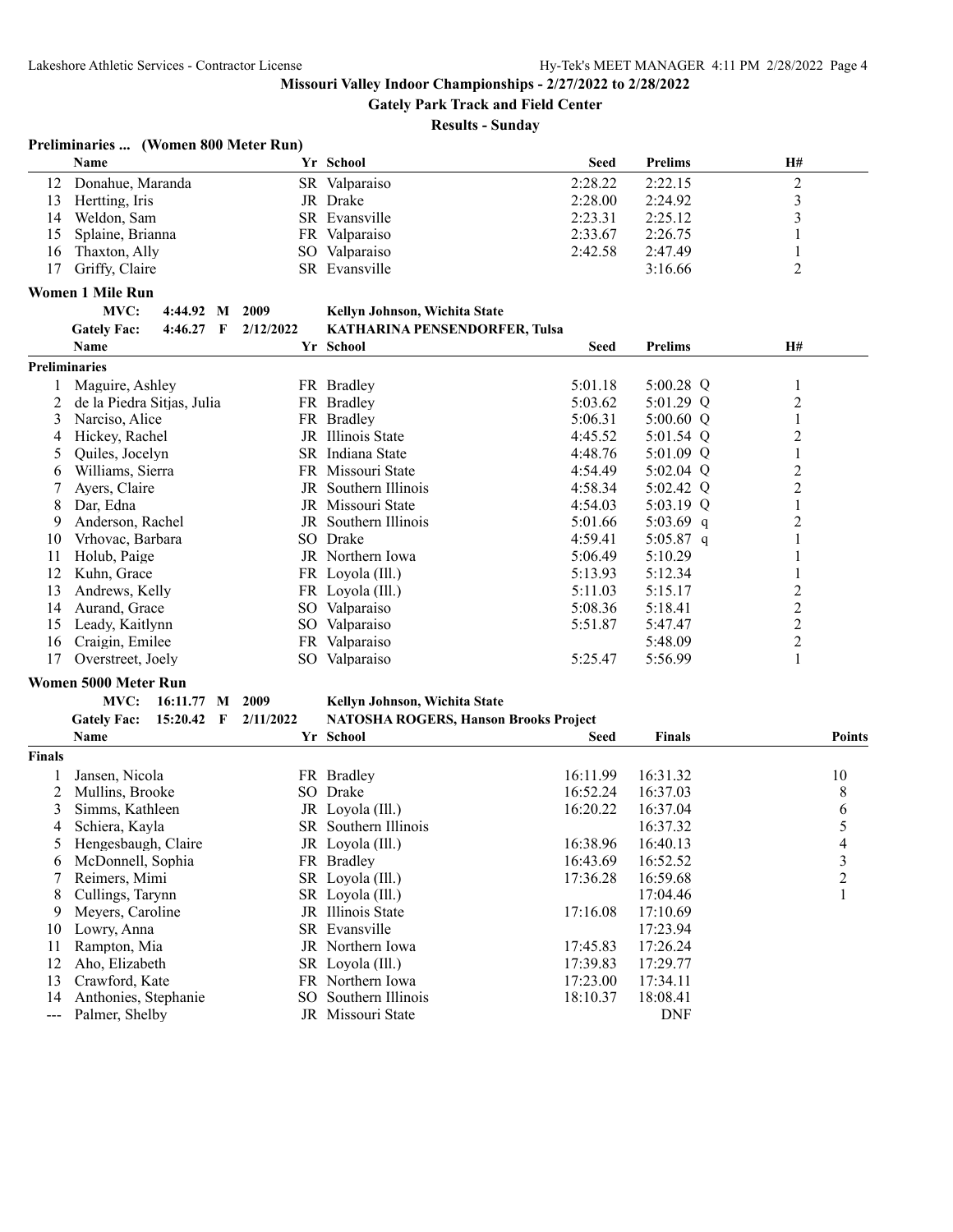# Missouri Valley Indoor Championships - 2/27/2022 to 2/28/2022

## Gately Park Track and Field Center

### Results - Sunday

**Preliminaries ... (Women 800 Meter Run)**

| | Name | Yr | School | Seed | Prelims | H# |
|---|---|---|---|---|---|---|
| 12 | Donahue, Maranda | SR | Valparaiso | 2:28.22 | 2:22.15 | 2 |
| 13 | Hertting, Iris | JR | Drake | 2:28.00 | 2:24.92 | 3 |
| 14 | Weldon, Sam | SR | Evansville | 2:23.31 | 2:25.12 | 3 |
| 15 | Splaine, Brianna | FR | Valparaiso | 2:33.67 | 2:26.75 | 1 |
| 16 | Thaxton, Ally | SO | Valparaiso | 2:42.58 | 2:47.49 | 1 |
| 17 | Griffy, Claire | SR | Evansville | | 3:16.66 | 2 |

**Women 1 Mile Run**

MVC: 4:44.92 M 2009 Kellyn Johnson, Wichita State

Gately Fac: 4:46.27 F 2/12/2022 KATHARINA PENSENDORFER, Tulsa

| | Name | Yr | School | Seed | Prelims | H# |
|---|---|---|---|---|---|---|
| **Preliminaries** | | | | | | |
| 1 | Maguire, Ashley | FR | Bradley | 5:01.18 | 5:00.28 Q | 1 |
| 2 | de la Piedra Sitjas, Julia | FR | Bradley | 5:03.62 | 5:01.29 Q | 2 |
| 3 | Narciso, Alice | FR | Bradley | 5:06.31 | 5:00.60 Q | 1 |
| 4 | Hickey, Rachel | JR | Illinois State | 4:45.52 | 5:01.54 Q | 2 |
| 5 | Quiles, Jocelyn | SR | Indiana State | 4:48.76 | 5:01.09 Q | 1 |
| 6 | Williams, Sierra | FR | Missouri State | 4:54.49 | 5:02.04 Q | 2 |
| 7 | Ayers, Claire | JR | Southern Illinois | 4:58.34 | 5:02.42 Q | 2 |
| 8 | Dar, Edna | JR | Missouri State | 4:54.03 | 5:03.19 Q | 1 |
| 9 | Anderson, Rachel | JR | Southern Illinois | 5:01.66 | 5:03.69 q | 2 |
| 10 | Vrhovac, Barbara | SO | Drake | 4:59.41 | 5:05.87 q | 1 |
| 11 | Holub, Paige | JR | Northern Iowa | 5:06.49 | 5:10.29 | 1 |
| 12 | Kuhn, Grace | FR | Loyola (Ill.) | 5:13.93 | 5:12.34 | 1 |
| 13 | Andrews, Kelly | FR | Loyola (Ill.) | 5:11.03 | 5:15.17 | 2 |
| 14 | Aurand, Grace | SO | Valparaiso | 5:08.36 | 5:18.41 | 2 |
| 15 | Leady, Kaitlynn | SO | Valparaiso | 5:51.87 | 5:47.47 | 2 |
| 16 | Craigin, Emilee | FR | Valparaiso | | 5:48.09 | 2 |
| 17 | Overstreet, Joely | SO | Valparaiso | 5:25.47 | 5:56.99 | 1 |

**Women 5000 Meter Run**

MVC: 16:11.77 M 2009 Kellyn Johnson, Wichita State

Gately Fac: 15:20.42 F 2/11/2022 NATOSHA ROGERS, Hanson Brooks Project

| | Name | Yr | School | Seed | Finals | Points |
|---|---|---|---|---|---|---|
| **Finals** | | | | | | |
| 1 | Jansen, Nicola | FR | Bradley | 16:11.99 | 16:31.32 | 10 |
| 2 | Mullins, Brooke | SO | Drake | 16:52.24 | 16:37.03 | 8 |
| 3 | Simms, Kathleen | JR | Loyola (Ill.) | 16:20.22 | 16:37.04 | 6 |
| 4 | Schiera, Kayla | SR | Southern Illinois | | 16:37.32 | 5 |
| 5 | Hengesbaugh, Claire | JR | Loyola (Ill.) | 16:38.96 | 16:40.13 | 4 |
| 6 | McDonnell, Sophia | FR | Bradley | 16:43.69 | 16:52.52 | 3 |
| 7 | Reimers, Mimi | SR | Loyola (Ill.) | 17:36.28 | 16:59.68 | 2 |
| 8 | Cullings, Tarynn | SR | Loyola (Ill.) | | 17:04.46 | 1 |
| 9 | Meyers, Caroline | JR | Illinois State | 17:16.08 | 17:10.69 | |
| 10 | Lowry, Anna | SR | Evansville | | 17:23.94 | |
| 11 | Rampton, Mia | JR | Northern Iowa | 17:45.83 | 17:26.24 | |
| 12 | Aho, Elizabeth | SR | Loyola (Ill.) | 17:39.83 | 17:29.77 | |
| 13 | Crawford, Kate | FR | Northern Iowa | 17:23.00 | 17:34.11 | |
| 14 | Anthonies, Stephanie | SO | Southern Illinois | 18:10.37 | 18:08.41 | |
| --- | Palmer, Shelby | JR | Missouri State | | DNF | |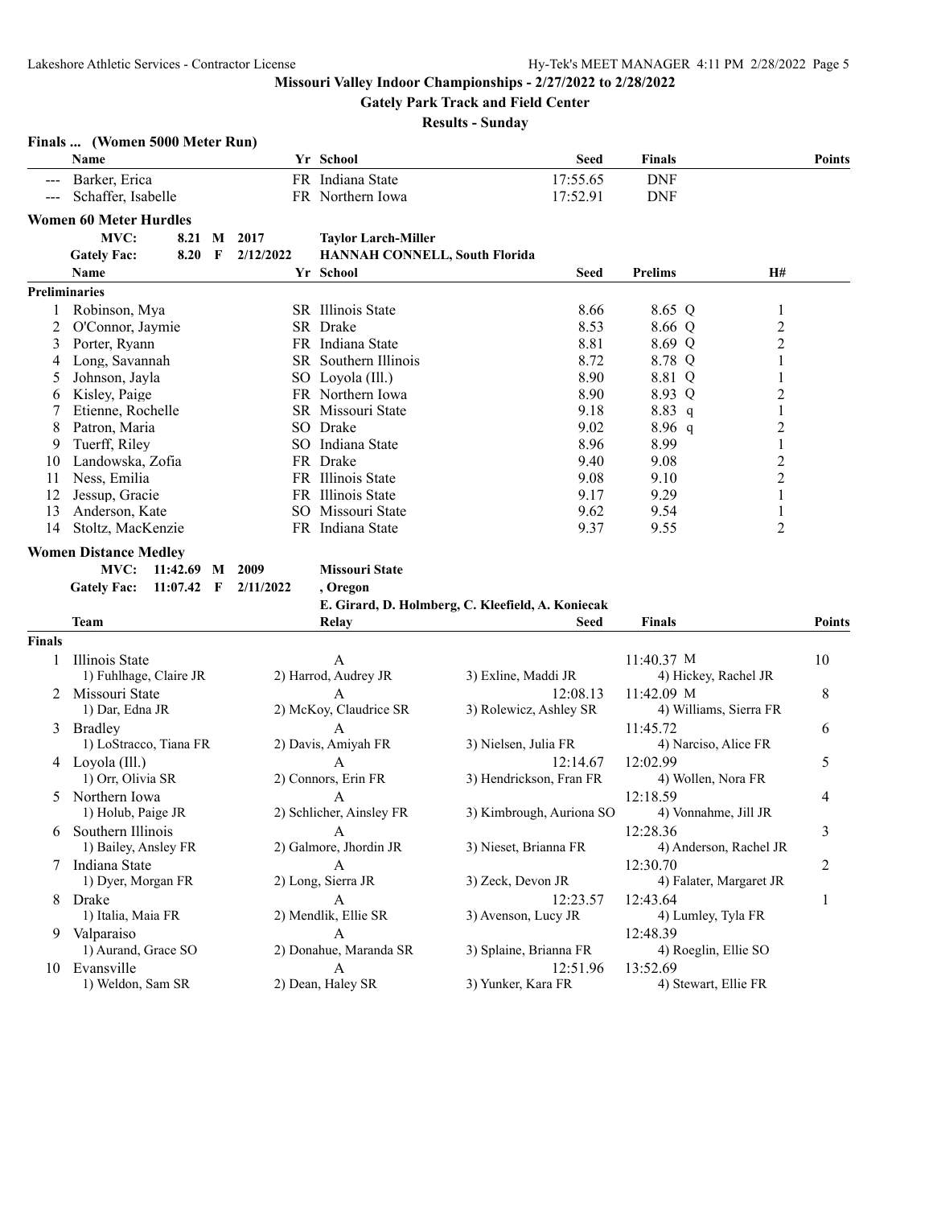## Missouri Valley Indoor Championships - 2/27/2022 to 2/28/2022

**Gately Park Track and Field Center**

**Results - Sunday**

### Finals ... (Women 5000 Meter Run)

| | Name | Yr | School | Seed | Finals | Points |
|---|---|---|---|---|---|---|
| --- | Barker, Erica | FR | Indiana State | 17:55.65 | DNF | |
| --- | Schaffer, Isabelle | FR | Northern Iowa | 17:52.91 | DNF | |

### Women 60 Meter Hurdles

| | | | | |
|---|---|---|---|---|
| MVC: | 8.21 | M | 2017 | Taylor Larch-Miller |
| Gately Fac: | 8.20 | F | 2/12/2022 | HANNAH CONNELL, South Florida |

**Preliminaries**

| | Name | Yr | School | Seed | Prelims | | H# |
|---|---|---|---|---|---|---|---|
| 1 | Robinson, Mya | SR | Illinois State | 8.66 | 8.65 | Q | 1 |
| 2 | O'Connor, Jaymie | SR | Drake | 8.53 | 8.66 | Q | 2 |
| 3 | Porter, Ryann | FR | Indiana State | 8.81 | 8.69 | Q | 2 |
| 4 | Long, Savannah | SR | Southern Illinois | 8.72 | 8.78 | Q | 1 |
| 5 | Johnson, Jayla | SO | Loyola (Ill.) | 8.90 | 8.81 | Q | 1 |
| 6 | Kisley, Paige | FR | Northern Iowa | 8.90 | 8.93 | Q | 2 |
| 7 | Etienne, Rochelle | SR | Missouri State | 9.18 | 8.83 | q | 1 |
| 8 | Patron, Maria | SO | Drake | 9.02 | 8.96 | q | 2 |
| 9 | Tuerff, Riley | SO | Indiana State | 8.96 | 8.99 | | 1 |
| 10 | Landowska, Zofia | FR | Drake | 9.40 | 9.08 | | 2 |
| 11 | Ness, Emilia | FR | Illinois State | 9.08 | 9.10 | | 2 |
| 12 | Jessup, Gracie | FR | Illinois State | 9.17 | 9.29 | | 1 |
| 13 | Anderson, Kate | SO | Missouri State | 9.62 | 9.54 | | 1 |
| 14 | Stoltz, MacKenzie | FR | Indiana State | 9.37 | 9.55 | | 2 |

### Women Distance Medley

| | | | | |
|---|---|---|---|---|
| MVC: | 11:42.69 | M | 2009 | Missouri State |
| Gately Fac: | 11:07.42 | F | 2/11/2022 | , Oregon |
| | | | | E. Girard, D. Holmberg, C. Kleefield, A. Koniecak |

**Finals**

| | Team | Relay | Seed | Finals | Points |
|---|---|---|---|---|---|
| 1 | Illinois State | A | | 11:40.37 M | 10 |
| | 1) Fuhlhage, Claire JR | 2) Harrod, Audrey JR | 3) Exline, Maddi JR | 4) Hickey, Rachel JR | |
| 2 | Missouri State | A | 12:08.13 | 11:42.09 M | 8 |
| | 1) Dar, Edna JR | 2) McKoy, Claudrice SR | 3) Rolewicz, Ashley SR | 4) Williams, Sierra FR | |
| 3 | Bradley | A | | 11:45.72 | 6 |
| | 1) LoStracco, Tiana FR | 2) Davis, Amiyah FR | 3) Nielsen, Julia FR | 4) Narciso, Alice FR | |
| 4 | Loyola (Ill.) | A | 12:14.67 | 12:02.99 | 5 |
| | 1) Orr, Olivia SR | 2) Connors, Erin FR | 3) Hendrickson, Fran FR | 4) Wollen, Nora FR | |
| 5 | Northern Iowa | A | | 12:18.59 | 4 |
| | 1) Holub, Paige JR | 2) Schlicher, Ainsley FR | 3) Kimbrough, Auriona SO | 4) Vonnahme, Jill JR | |
| 6 | Southern Illinois | A | | 12:28.36 | 3 |
| | 1) Bailey, Ansley FR | 2) Galmore, Jhordin JR | 3) Nieset, Brianna FR | 4) Anderson, Rachel JR | |
| 7 | Indiana State | A | | 12:30.70 | 2 |
| | 1) Dyer, Morgan FR | 2) Long, Sierra JR | 3) Zeck, Devon JR | 4) Falater, Margaret JR | |
| 8 | Drake | A | 12:23.57 | 12:43.64 | 1 |
| | 1) Italia, Maia FR | 2) Mendlik, Ellie SR | 3) Avenson, Lucy JR | 4) Lumley, Tyla FR | |
| 9 | Valparaiso | A | | 12:48.39 | |
| | 1) Aurand, Grace SO | 2) Donahue, Maranda SR | 3) Splaine, Brianna FR | 4) Roeglin, Ellie SO | |
| 10 | Evansville | A | 12:51.96 | 13:52.69 | |
| | 1) Weldon, Sam SR | 2) Dean, Haley SR | 3) Yunker, Kara FR | 4) Stewart, Ellie FR | |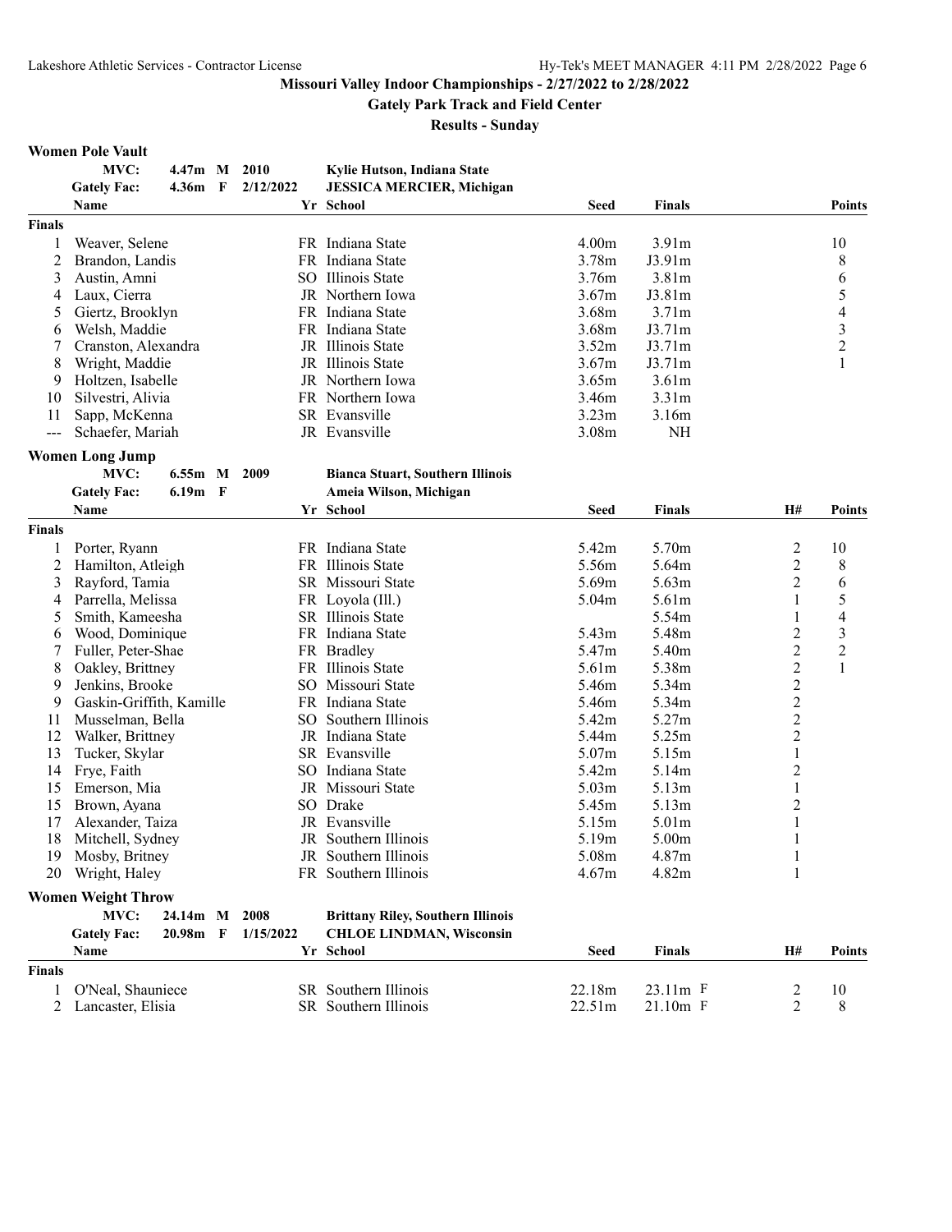**Missouri Valley Indoor Championships - 2/27/2022 to 2/28/2022**

**Gately Park Track and Field Center**

**Results - Sunday**

## Women Pole Vault

| | | | | |
|---|---|---|---|---|
| MVC: | 4.47m | M | 2010 | Kylie Hutson, Indiana State |
| Gately Fac: | 4.36m | F | 2/12/2022 | JESSICA MERCIER, Michigan |

| | Name | Yr | School | Seed | Finals | Points |
|---|---|---|---|---|---|---|
| **Finals** | | | | | | |
| 1 | Weaver, Selene | FR | Indiana State | 4.00m | 3.91m | 10 |
| 2 | Brandon, Landis | FR | Indiana State | 3.78m | J3.91m | 8 |
| 3 | Austin, Amni | SO | Illinois State | 3.76m | 3.81m | 6 |
| 4 | Laux, Cierra | JR | Northern Iowa | 3.67m | J3.81m | 5 |
| 5 | Giertz, Brooklyn | FR | Indiana State | 3.68m | 3.71m | 4 |
| 6 | Welsh, Maddie | FR | Indiana State | 3.68m | J3.71m | 3 |
| 7 | Cranston, Alexandra | JR | Illinois State | 3.52m | J3.71m | 2 |
| 8 | Wright, Maddie | JR | Illinois State | 3.67m | J3.71m | 1 |
| 9 | Holtzen, Isabelle | JR | Northern Iowa | 3.65m | 3.61m | |
| 10 | Silvestri, Alivia | FR | Northern Iowa | 3.46m | 3.31m | |
| 11 | Sapp, McKenna | SR | Evansville | 3.23m | 3.16m | |
| --- | Schaefer, Mariah | JR | Evansville | 3.08m | NH | |

## Women Long Jump

| | | | | |
|---|---|---|---|---|
| MVC: | 6.55m | M | 2009 | Bianca Stuart, Southern Illinois |
| Gately Fac: | 6.19m | F | | Ameia Wilson, Michigan |

| | Name | Yr | School | Seed | Finals | H# | Points |
|---|---|---|---|---|---|---|---|
| **Finals** | | | | | | | |
| 1 | Porter, Ryann | FR | Indiana State | 5.42m | 5.70m | 2 | 10 |
| 2 | Hamilton, Atleigh | FR | Illinois State | 5.56m | 5.64m | 2 | 8 |
| 3 | Rayford, Tamia | SR | Missouri State | 5.69m | 5.63m | 2 | 6 |
| 4 | Parrella, Melissa | FR | Loyola (Ill.) | 5.04m | 5.61m | 1 | 5 |
| 5 | Smith, Kameesha | SR | Illinois State | | 5.54m | 1 | 4 |
| 6 | Wood, Dominique | FR | Indiana State | 5.43m | 5.48m | 2 | 3 |
| 7 | Fuller, Peter-Shae | FR | Bradley | 5.47m | 5.40m | 2 | 2 |
| 8 | Oakley, Brittney | FR | Illinois State | 5.61m | 5.38m | 2 | 1 |
| 9 | Jenkins, Brooke | SO | Missouri State | 5.46m | 5.34m | 2 | |
| 9 | Gaskin-Griffith, Kamille | FR | Indiana State | 5.46m | 5.34m | 2 | |
| 11 | Musselman, Bella | SO | Southern Illinois | 5.42m | 5.27m | 2 | |
| 12 | Walker, Brittney | JR | Indiana State | 5.44m | 5.25m | 2 | |
| 13 | Tucker, Skylar | SR | Evansville | 5.07m | 5.15m | 1 | |
| 14 | Frye, Faith | SO | Indiana State | 5.42m | 5.14m | 2 | |
| 15 | Emerson, Mia | JR | Missouri State | 5.03m | 5.13m | 1 | |
| 15 | Brown, Ayana | SO | Drake | 5.45m | 5.13m | 2 | |
| 17 | Alexander, Taiza | JR | Evansville | 5.15m | 5.01m | 1 | |
| 18 | Mitchell, Sydney | JR | Southern Illinois | 5.19m | 5.00m | 1 | |
| 19 | Mosby, Britney | JR | Southern Illinois | 5.08m | 4.87m | 1 | |
| 20 | Wright, Haley | FR | Southern Illinois | 4.67m | 4.82m | 1 | |

## Women Weight Throw

| | | | | |
|---|---|---|---|---|
| MVC: | 24.14m | M | 2008 | Brittany Riley, Southern Illinois |
| Gately Fac: | 20.98m | F | 1/15/2022 | CHLOE LINDMAN, Wisconsin |

| | Name | Yr | School | Seed | Finals | H# | Points |
|---|---|---|---|---|---|---|---|
| **Finals** | | | | | | | |
| 1 | O'Neal, Shauniece | SR | Southern Illinois | 22.18m | 23.11m F | 2 | 10 |
| 2 | Lancaster, Elisia | SR | Southern Illinois | 22.51m | 21.10m F | 2 | 8 |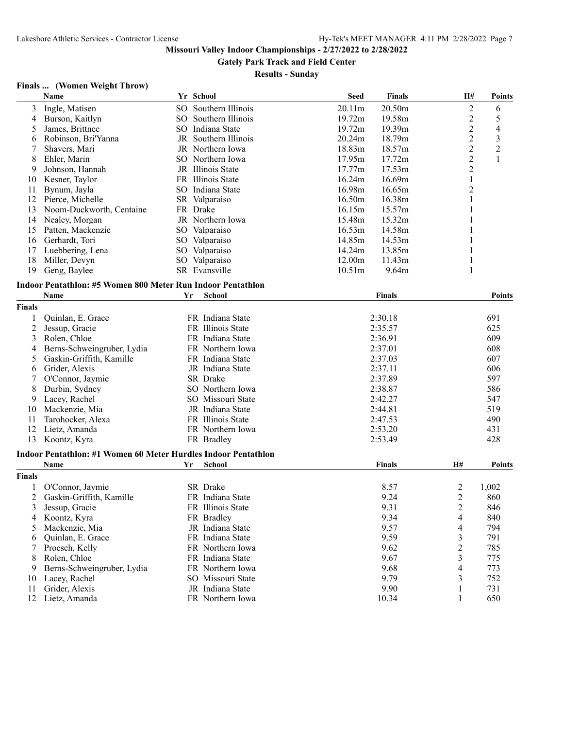**Missouri Valley Indoor Championships - 2/27/2022 to 2/28/2022**

**Gately Park Track and Field Center**

**Results - Sunday**

### Finals ... (Women Weight Throw)

| | Name | Yr | School | Seed | Finals | H# | Points |
|---|---|---|---|---|---|---|---|
| 3 | Ingle, Matisen | SO | Southern Illinois | 20.11m | 20.50m | 2 | 6 |
| 4 | Burson, Kaitlyn | SO | Southern Illinois | 19.72m | 19.58m | 2 | 5 |
| 5 | James, Brittnee | SO | Indiana State | 19.72m | 19.39m | 2 | 4 |
| 6 | Robinson, Bri'Yanna | JR | Southern Illinois | 20.24m | 18.79m | 2 | 3 |
| 7 | Shavers, Mari | JR | Northern Iowa | 18.83m | 18.57m | 2 | 2 |
| 8 | Ehler, Marin | SO | Northern Iowa | 17.95m | 17.72m | 2 | 1 |
| 9 | Johnson, Hannah | JR | Illinois State | 17.77m | 17.53m | 2 | |
| 10 | Kesner, Taylor | FR | Illinois State | 16.24m | 16.69m | 1 | |
| 11 | Bynum, Jayla | SO | Indiana State | 16.98m | 16.65m | 2 | |
| 12 | Pierce, Michelle | SR | Valparaiso | 16.50m | 16.38m | 1 | |
| 13 | Noom-Duckworth, Centaine | FR | Drake | 16.15m | 15.57m | 1 | |
| 14 | Nealey, Morgan | JR | Northern Iowa | 15.48m | 15.32m | 1 | |
| 15 | Patten, Mackenzie | SO | Valparaiso | 16.53m | 14.58m | 1 | |
| 16 | Gerhardt, Tori | SO | Valparaiso | 14.85m | 14.53m | 1 | |
| 17 | Luebbering, Lena | SO | Valparaiso | 14.24m | 13.85m | 1 | |
| 18 | Miller, Devyn | SO | Valparaiso | 12.00m | 11.43m | 1 | |
| 19 | Geng, Baylee | SR | Evansville | 10.51m | 9.64m | 1 | |

### Indoor Pentathlon: #5 Women 800 Meter Run Indoor Pentathlon

**Finals**

| | Name | Yr | School | Finals | Points |
|---|---|---|---|---|---|
| 1 | Quinlan, E. Grace | FR | Indiana State | 2:30.18 | 691 |
| 2 | Jessup, Gracie | FR | Illinois State | 2:35.57 | 625 |
| 3 | Rolen, Chloe | FR | Indiana State | 2:36.91 | 609 |
| 4 | Berns-Schweingruber, Lydia | FR | Northern Iowa | 2:37.01 | 608 |
| 5 | Gaskin-Griffith, Kamille | FR | Indiana State | 2:37.03 | 607 |
| 6 | Grider, Alexis | JR | Indiana State | 2:37.11 | 606 |
| 7 | O'Connor, Jaymie | SR | Drake | 2:37.89 | 597 |
| 8 | Durbin, Sydney | SO | Northern Iowa | 2:38.87 | 586 |
| 9 | Lacey, Rachel | SO | Missouri State | 2:42.27 | 547 |
| 10 | Mackenzie, Mia | JR | Indiana State | 2:44.81 | 519 |
| 11 | Tarohocker, Alexa | FR | Illinois State | 2:47.53 | 490 |
| 12 | Lietz, Amanda | FR | Northern Iowa | 2:53.20 | 431 |
| 13 | Koontz, Kyra | FR | Bradley | 2:53.49 | 428 |

### Indoor Pentathlon: #1 Women 60 Meter Hurdles Indoor Pentathlon

**Finals**

| | Name | Yr | School | Finals | H# | Points |
|---|---|---|---|---|---|---|
| 1 | O'Connor, Jaymie | SR | Drake | 8.57 | 2 | 1,002 |
| 2 | Gaskin-Griffith, Kamille | FR | Indiana State | 9.24 | 2 | 860 |
| 3 | Jessup, Gracie | FR | Illinois State | 9.31 | 2 | 846 |
| 4 | Koontz, Kyra | FR | Bradley | 9.34 | 4 | 840 |
| 5 | Mackenzie, Mia | JR | Indiana State | 9.57 | 4 | 794 |
| 6 | Quinlan, E. Grace | FR | Indiana State | 9.59 | 3 | 791 |
| 7 | Proesch, Kelly | FR | Northern Iowa | 9.62 | 2 | 785 |
| 8 | Rolen, Chloe | FR | Indiana State | 9.67 | 3 | 775 |
| 9 | Berns-Schweingruber, Lydia | FR | Northern Iowa | 9.68 | 4 | 773 |
| 10 | Lacey, Rachel | SO | Missouri State | 9.79 | 3 | 752 |
| 11 | Grider, Alexis | JR | Indiana State | 9.90 | 1 | 731 |
| 12 | Lietz, Amanda | FR | Northern Iowa | 10.34 | 1 | 650 |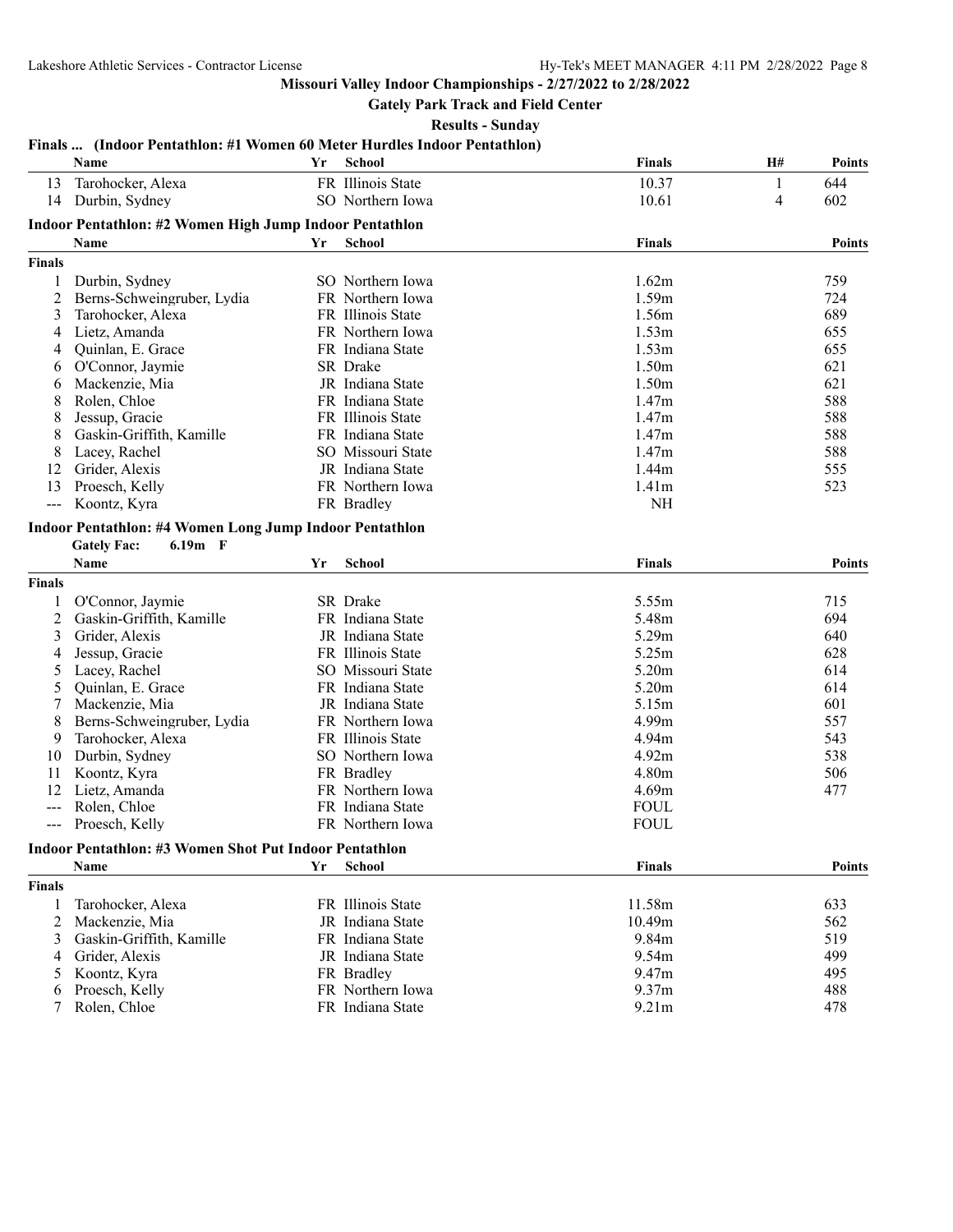## Missouri Valley Indoor Championships - 2/27/2022 to 2/28/2022

**Gately Park Track and Field Center**

**Results - Sunday**

### Finals ... (Indoor Pentathlon: #1 Women 60 Meter Hurdles Indoor Pentathlon)

| | Name | Yr | School | Finals | H# | Points |
|---|---|---|---|---|---|---|
| 13 | Tarohocker, Alexa | FR | Illinois State | 10.37 | 1 | 644 |
| 14 | Durbin, Sydney | SO | Northern Iowa | 10.61 | 4 | 602 |

### Indoor Pentathlon: #2 Women High Jump Indoor Pentathlon

| | Name | Yr | School | Finals | Points |
|---|---|---|---|---|---|
| **Finals** | | | | | |
| 1 | Durbin, Sydney | SO | Northern Iowa | 1.62m | 759 |
| 2 | Berns-Schweingruber, Lydia | FR | Northern Iowa | 1.59m | 724 |
| 3 | Tarohocker, Alexa | FR | Illinois State | 1.56m | 689 |
| 4 | Lietz, Amanda | FR | Northern Iowa | 1.53m | 655 |
| 4 | Quinlan, E. Grace | FR | Indiana State | 1.53m | 655 |
| 6 | O'Connor, Jaymie | SR | Drake | 1.50m | 621 |
| 6 | Mackenzie, Mia | JR | Indiana State | 1.50m | 621 |
| 8 | Rolen, Chloe | FR | Indiana State | 1.47m | 588 |
| 8 | Jessup, Gracie | FR | Illinois State | 1.47m | 588 |
| 8 | Gaskin-Griffith, Kamille | FR | Indiana State | 1.47m | 588 |
| 8 | Lacey, Rachel | SO | Missouri State | 1.47m | 588 |
| 12 | Grider, Alexis | JR | Indiana State | 1.44m | 555 |
| 13 | Proesch, Kelly | FR | Northern Iowa | 1.41m | 523 |
| --- | Koontz, Kyra | FR | Bradley | NH | |

### Indoor Pentathlon: #4 Women Long Jump Indoor Pentathlon

**Gately Fac: 6.19m F**

| | Name | Yr | School | Finals | Points |
|---|---|---|---|---|---|
| **Finals** | | | | | |
| 1 | O'Connor, Jaymie | SR | Drake | 5.55m | 715 |
| 2 | Gaskin-Griffith, Kamille | FR | Indiana State | 5.48m | 694 |
| 3 | Grider, Alexis | JR | Indiana State | 5.29m | 640 |
| 4 | Jessup, Gracie | FR | Illinois State | 5.25m | 628 |
| 5 | Lacey, Rachel | SO | Missouri State | 5.20m | 614 |
| 5 | Quinlan, E. Grace | FR | Indiana State | 5.20m | 614 |
| 7 | Mackenzie, Mia | JR | Indiana State | 5.15m | 601 |
| 8 | Berns-Schweingruber, Lydia | FR | Northern Iowa | 4.99m | 557 |
| 9 | Tarohocker, Alexa | FR | Illinois State | 4.94m | 543 |
| 10 | Durbin, Sydney | SO | Northern Iowa | 4.92m | 538 |
| 11 | Koontz, Kyra | FR | Bradley | 4.80m | 506 |
| 12 | Lietz, Amanda | FR | Northern Iowa | 4.69m | 477 |
| --- | Rolen, Chloe | FR | Indiana State | FOUL | |
| --- | Proesch, Kelly | FR | Northern Iowa | FOUL | |

### Indoor Pentathlon: #3 Women Shot Put Indoor Pentathlon

| | Name | Yr | School | Finals | Points |
|---|---|---|---|---|---|
| **Finals** | | | | | |
| 1 | Tarohocker, Alexa | FR | Illinois State | 11.58m | 633 |
| 2 | Mackenzie, Mia | JR | Indiana State | 10.49m | 562 |
| 3 | Gaskin-Griffith, Kamille | FR | Indiana State | 9.84m | 519 |
| 4 | Grider, Alexis | JR | Indiana State | 9.54m | 499 |
| 5 | Koontz, Kyra | FR | Bradley | 9.47m | 495 |
| 6 | Proesch, Kelly | FR | Northern Iowa | 9.37m | 488 |
| 7 | Rolen, Chloe | FR | Indiana State | 9.21m | 478 |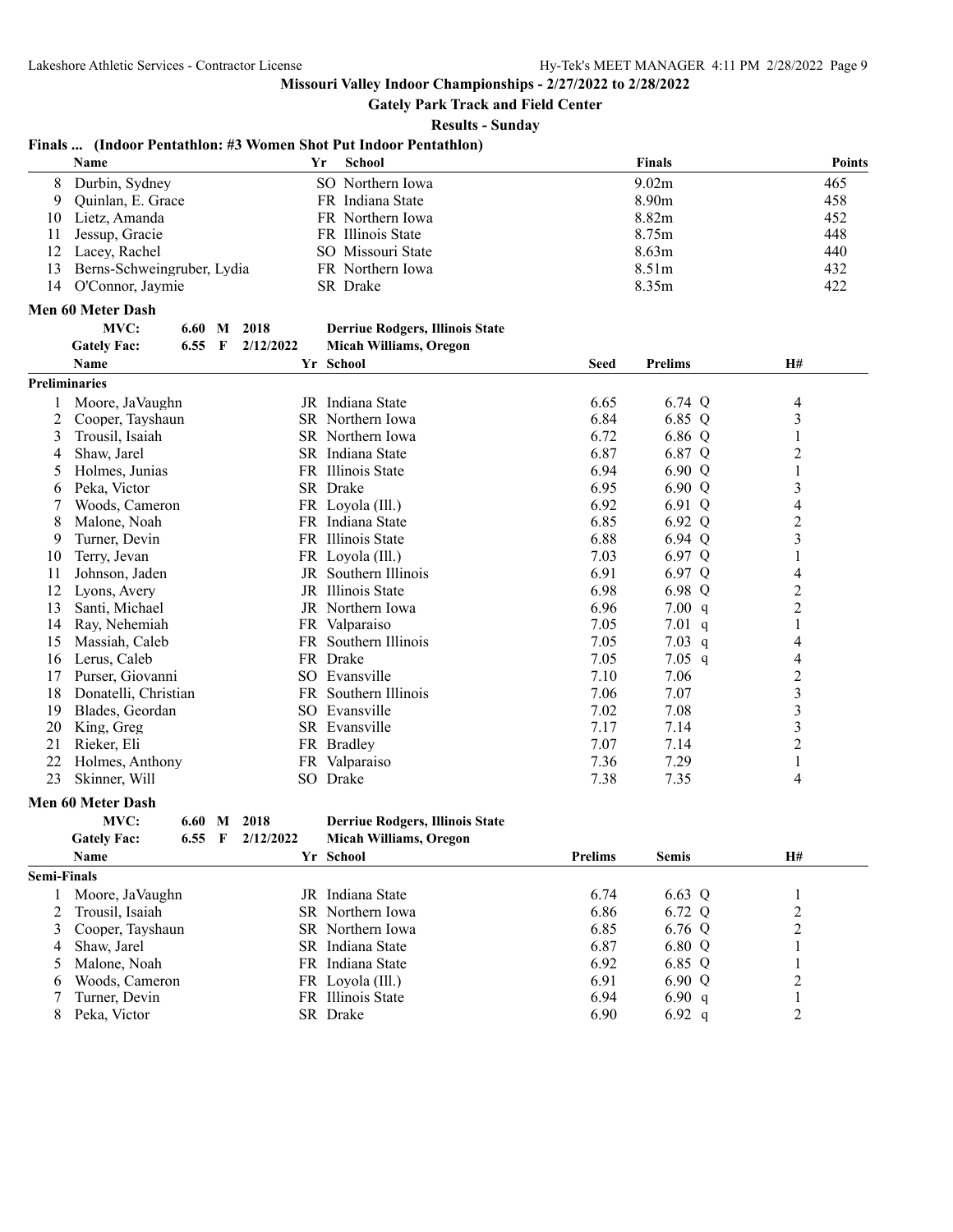## Missouri Valley Indoor Championships - 2/27/2022 to 2/28/2022

**Gately Park Track and Field Center**

**Results - Sunday**

### Finals ... (Indoor Pentathlon: #3 Women Shot Put Indoor Pentathlon)

| | Name | Yr | School | Finals | Points |
|---|---|---|---|---|---|
| 8 | Durbin, Sydney | SO | Northern Iowa | 9.02m | 465 |
| 9 | Quinlan, E. Grace | FR | Indiana State | 8.90m | 458 |
| 10 | Lietz, Amanda | FR | Northern Iowa | 8.82m | 452 |
| 11 | Jessup, Gracie | FR | Illinois State | 8.75m | 448 |
| 12 | Lacey, Rachel | SO | Missouri State | 8.63m | 440 |
| 13 | Berns-Schweingruber, Lydia | FR | Northern Iowa | 8.51m | 432 |
| 14 | O'Connor, Jaymie | SR | Drake | 8.35m | 422 |

### Men 60 Meter Dash

**MVC:** 6.60 M 2018 **Derriue Rodgers, Illinois State**
**Gately Fac:** 6.55 F 2/12/2022 **Micah Williams, Oregon**

**Preliminaries**

| | Name | Yr | School | Seed | Prelims | | H# |
|---|---|---|---|---|---|---|---|
| 1 | Moore, JaVaughn | JR | Indiana State | 6.65 | 6.74 | Q | 4 |
| 2 | Cooper, Tayshaun | SR | Northern Iowa | 6.84 | 6.85 | Q | 3 |
| 3 | Trousil, Isaiah | SR | Northern Iowa | 6.72 | 6.86 | Q | 1 |
| 4 | Shaw, Jarel | SR | Indiana State | 6.87 | 6.87 | Q | 2 |
| 5 | Holmes, Junias | FR | Illinois State | 6.94 | 6.90 | Q | 1 |
| 6 | Peka, Victor | SR | Drake | 6.95 | 6.90 | Q | 3 |
| 7 | Woods, Cameron | FR | Loyola (Ill.) | 6.92 | 6.91 | Q | 4 |
| 8 | Malone, Noah | FR | Indiana State | 6.85 | 6.92 | Q | 2 |
| 9 | Turner, Devin | FR | Illinois State | 6.88 | 6.94 | Q | 3 |
| 10 | Terry, Jevan | FR | Loyola (Ill.) | 7.03 | 6.97 | Q | 1 |
| 11 | Johnson, Jaden | JR | Southern Illinois | 6.91 | 6.97 | Q | 4 |
| 12 | Lyons, Avery | JR | Illinois State | 6.98 | 6.98 | Q | 2 |
| 13 | Santi, Michael | JR | Northern Iowa | 6.96 | 7.00 | q | 2 |
| 14 | Ray, Nehemiah | FR | Valparaiso | 7.05 | 7.01 | q | 1 |
| 15 | Massiah, Caleb | FR | Southern Illinois | 7.05 | 7.03 | q | 4 |
| 16 | Lerus, Caleb | FR | Drake | 7.05 | 7.05 | q | 4 |
| 17 | Purser, Giovanni | SO | Evansville | 7.10 | 7.06 | | 2 |
| 18 | Donatelli, Christian | FR | Southern Illinois | 7.06 | 7.07 | | 3 |
| 19 | Blades, Geordan | SO | Evansville | 7.02 | 7.08 | | 3 |
| 20 | King, Greg | SR | Evansville | 7.17 | 7.14 | | 3 |
| 21 | Rieker, Eli | FR | Bradley | 7.07 | 7.14 | | 2 |
| 22 | Holmes, Anthony | FR | Valparaiso | 7.36 | 7.29 | | 1 |
| 23 | Skinner, Will | SO | Drake | 7.38 | 7.35 | | 4 |

### Men 60 Meter Dash

**MVC:** 6.60 M 2018 **Derriue Rodgers, Illinois State**
**Gately Fac:** 6.55 F 2/12/2022 **Micah Williams, Oregon**

**Semi-Finals**

| | Name | Yr | School | Prelims | Semis | | H# |
|---|---|---|---|---|---|---|---|
| 1 | Moore, JaVaughn | JR | Indiana State | 6.74 | 6.63 | Q | 1 |
| 2 | Trousil, Isaiah | SR | Northern Iowa | 6.86 | 6.72 | Q | 2 |
| 3 | Cooper, Tayshaun | SR | Northern Iowa | 6.85 | 6.76 | Q | 2 |
| 4 | Shaw, Jarel | SR | Indiana State | 6.87 | 6.80 | Q | 1 |
| 5 | Malone, Noah | FR | Indiana State | 6.92 | 6.85 | Q | 1 |
| 6 | Woods, Cameron | FR | Loyola (Ill.) | 6.91 | 6.90 | Q | 2 |
| 7 | Turner, Devin | FR | Illinois State | 6.94 | 6.90 | q | 1 |
| 8 | Peka, Victor | SR | Drake | 6.90 | 6.92 | q | 2 |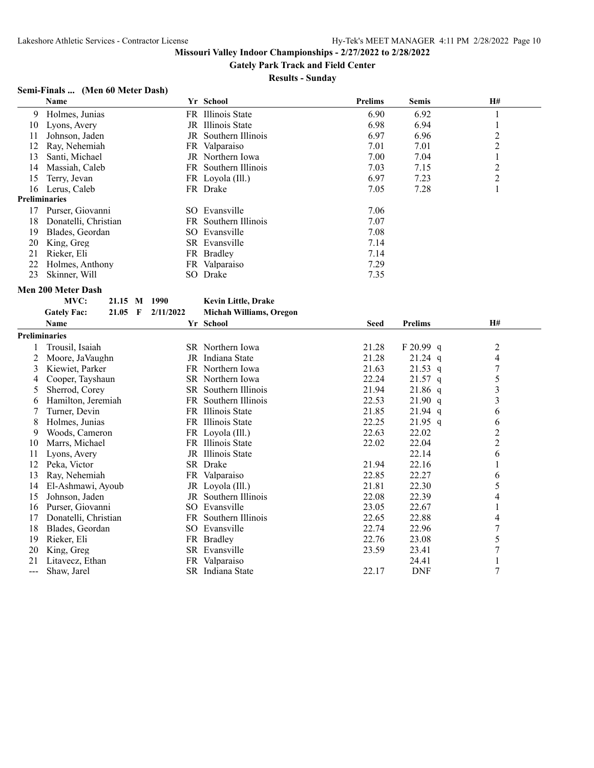**Missouri Valley Indoor Championships - 2/27/2022 to 2/28/2022**

**Gately Park Track and Field Center**

**Results - Sunday**

### Semi-Finals ... (Men 60 Meter Dash)

| | Name | Yr | School | Prelims | Semis | H# |
|---|---|---|---|---|---|---|
| 9 | Holmes, Junias | FR | Illinois State | 6.90 | 6.92 | 1 |
| 10 | Lyons, Avery | JR | Illinois State | 6.98 | 6.94 | 1 |
| 11 | Johnson, Jaden | JR | Southern Illinois | 6.97 | 6.96 | 2 |
| 12 | Ray, Nehemiah | FR | Valparaiso | 7.01 | 7.01 | 2 |
| 13 | Santi, Michael | JR | Northern Iowa | 7.00 | 7.04 | 1 |
| 14 | Massiah, Caleb | FR | Southern Illinois | 7.03 | 7.15 | 2 |
| 15 | Terry, Jevan | FR | Loyola (Ill.) | 6.97 | 7.23 | 2 |
| 16 | Lerus, Caleb | FR | Drake | 7.05 | 7.28 | 1 |
| **Preliminaries** | | | | | | |
| 17 | Purser, Giovanni | SO | Evansville | 7.06 | | |
| 18 | Donatelli, Christian | FR | Southern Illinois | 7.07 | | |
| 19 | Blades, Geordan | SO | Evansville | 7.08 | | |
| 20 | King, Greg | SR | Evansville | 7.14 | | |
| 21 | Rieker, Eli | FR | Bradley | 7.14 | | |
| 22 | Holmes, Anthony | FR | Valparaiso | 7.29 | | |
| 23 | Skinner, Will | SO | Drake | 7.35 | | |

### Men 200 Meter Dash

| | | | | |
|---|---|---|---|---|
| MVC: | 21.15 | M | 1990 | Kevin Little, Drake |
| Gately Fac: | 21.05 | F | 2/11/2022 | Michah Williams, Oregon |

| | Name | Yr | School | Seed | Prelims | H# |
|---|---|---|---|---|---|---|
| **Preliminaries** | | | | | | |
| 1 | Trousil, Isaiah | SR | Northern Iowa | 21.28 | F 20.99 q | 2 |
| 2 | Moore, JaVaughn | JR | Indiana State | 21.28 | 21.24 q | 4 |
| 3 | Kiewiet, Parker | FR | Northern Iowa | 21.63 | 21.53 q | 7 |
| 4 | Cooper, Tayshaun | SR | Northern Iowa | 22.24 | 21.57 q | 5 |
| 5 | Sherrod, Corey | SR | Southern Illinois | 21.94 | 21.86 q | 3 |
| 6 | Hamilton, Jeremiah | FR | Southern Illinois | 22.53 | 21.90 q | 3 |
| 7 | Turner, Devin | FR | Illinois State | 21.85 | 21.94 q | 6 |
| 8 | Holmes, Junias | FR | Illinois State | 22.25 | 21.95 q | 6 |
| 9 | Woods, Cameron | FR | Loyola (Ill.) | 22.63 | 22.02 | 2 |
| 10 | Marrs, Michael | FR | Illinois State | 22.02 | 22.04 | 2 |
| 11 | Lyons, Avery | JR | Illinois State | | 22.14 | 6 |
| 12 | Peka, Victor | SR | Drake | 21.94 | 22.16 | 1 |
| 13 | Ray, Nehemiah | FR | Valparaiso | 22.85 | 22.27 | 6 |
| 14 | El-Ashmawi, Ayoub | JR | Loyola (Ill.) | 21.81 | 22.30 | 5 |
| 15 | Johnson, Jaden | JR | Southern Illinois | 22.08 | 22.39 | 4 |
| 16 | Purser, Giovanni | SO | Evansville | 23.05 | 22.67 | 1 |
| 17 | Donatelli, Christian | FR | Southern Illinois | 22.65 | 22.88 | 4 |
| 18 | Blades, Geordan | SO | Evansville | 22.74 | 22.96 | 7 |
| 19 | Rieker, Eli | FR | Bradley | 22.76 | 23.08 | 5 |
| 20 | King, Greg | SR | Evansville | 23.59 | 23.41 | 7 |
| 21 | Litavecz, Ethan | FR | Valparaiso | | 24.41 | 1 |
| --- | Shaw, Jarel | SR | Indiana State | 22.17 | DNF | 7 |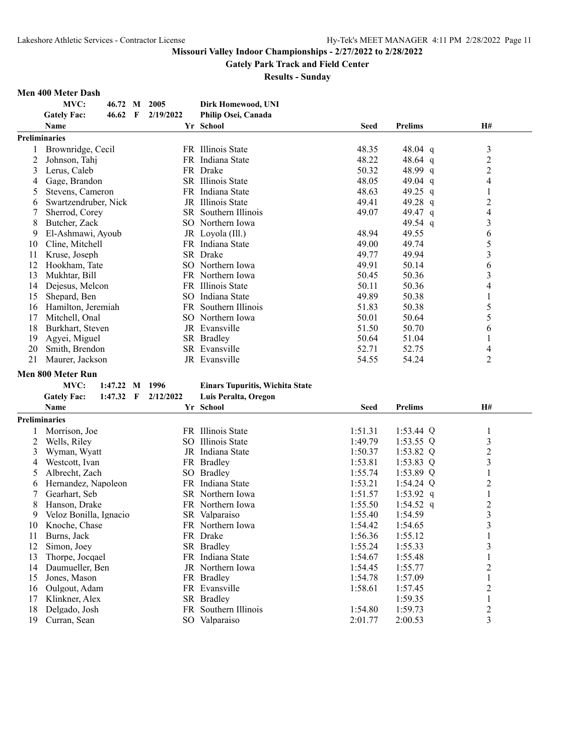**Missouri Valley Indoor Championships - 2/27/2022 to 2/28/2022**

**Gately Park Track and Field Center**

**Results - Sunday**

### Men 400 Meter Dash

| | | | | |
|---|---|---|---|---|
| **MVC:** | **46.72** | **M** | **2005** | **Dirk Homewood, UNI** |
| **Gately Fac:** | **46.62** | **F** | **2/19/2022** | **Philip Osei, Canada** |

| | Name | Yr | School | Seed | Prelims | | H# |
|---|---|---|---|---|---|---|---|
| **Preliminaries** | | | | | | | |
| 1 | Brownridge, Cecil | FR | Illinois State | 48.35 | 48.04 | q | 3 |
| 2 | Johnson, Tahj | FR | Indiana State | 48.22 | 48.64 | q | 2 |
| 3 | Lerus, Caleb | FR | Drake | 50.32 | 48.99 | q | 2 |
| 4 | Gage, Brandon | SR | Illinois State | 48.05 | 49.04 | q | 4 |
| 5 | Stevens, Cameron | FR | Indiana State | 48.63 | 49.25 | q | 1 |
| 6 | Swartzendruber, Nick | JR | Illinois State | 49.41 | 49.28 | q | 2 |
| 7 | Sherrod, Corey | SR | Southern Illinois | 49.07 | 49.47 | q | 4 |
| 8 | Butcher, Zack | SO | Northern Iowa | | 49.54 | q | 3 |
| 9 | El-Ashmawi, Ayoub | JR | Loyola (Ill.) | 48.94 | 49.55 | | 6 |
| 10 | Cline, Mitchell | FR | Indiana State | 49.00 | 49.74 | | 5 |
| 11 | Kruse, Joseph | SR | Drake | 49.77 | 49.94 | | 3 |
| 12 | Hookham, Tate | SO | Northern Iowa | 49.91 | 50.14 | | 6 |
| 13 | Mukhtar, Bill | FR | Northern Iowa | 50.45 | 50.36 | | 3 |
| 14 | Dejesus, Melcon | FR | Illinois State | 50.11 | 50.36 | | 4 |
| 15 | Shepard, Ben | SO | Indiana State | 49.89 | 50.38 | | 1 |
| 16 | Hamilton, Jeremiah | FR | Southern Illinois | 51.83 | 50.38 | | 5 |
| 17 | Mitchell, Onal | SO | Northern Iowa | 50.01 | 50.64 | | 5 |
| 18 | Burkhart, Steven | JR | Evansville | 51.50 | 50.70 | | 6 |
| 19 | Agyei, Miguel | SR | Bradley | 50.64 | 51.04 | | 1 |
| 20 | Smith, Brendon | SR | Evansville | 52.71 | 52.75 | | 4 |
| 21 | Maurer, Jackson | JR | Evansville | 54.55 | 54.24 | | 2 |

### Men 800 Meter Run

| | | | | |
|---|---|---|---|---|
| **MVC:** | **1:47.22** | **M** | **1996** | **Einars Tupuritis, Wichita State** |
| **Gately Fac:** | **1:47.32** | **F** | **2/12/2022** | **Luis Peralta, Oregon** |

| | Name | Yr | School | Seed | Prelims | | H# |
|---|---|---|---|---|---|---|---|
| **Preliminaries** | | | | | | | |
| 1 | Morrison, Joe | FR | Illinois State | 1:51.31 | 1:53.44 | Q | 1 |
| 2 | Wells, Riley | SO | Illinois State | 1:49.79 | 1:53.55 | Q | 3 |
| 3 | Wyman, Wyatt | JR | Indiana State | 1:50.37 | 1:53.82 | Q | 2 |
| 4 | Westcott, Ivan | FR | Bradley | 1:53.81 | 1:53.83 | Q | 3 |
| 5 | Albrecht, Zach | SO | Bradley | 1:55.74 | 1:53.89 | Q | 1 |
| 6 | Hernandez, Napoleon | FR | Indiana State | 1:53.21 | 1:54.24 | Q | 2 |
| 7 | Gearhart, Seb | SR | Northern Iowa | 1:51.57 | 1:53.92 | q | 1 |
| 8 | Hanson, Drake | FR | Northern Iowa | 1:55.50 | 1:54.52 | q | 2 |
| 9 | Veloz Bonilla, Ignacio | SR | Valparaiso | 1:55.40 | 1:54.59 | | 3 |
| 10 | Knoche, Chase | FR | Northern Iowa | 1:54.42 | 1:54.65 | | 3 |
| 11 | Burns, Jack | FR | Drake | 1:56.36 | 1:55.12 | | 1 |
| 12 | Simon, Joey | SR | Bradley | 1:55.24 | 1:55.33 | | 3 |
| 13 | Thorpe, Jocqael | FR | Indiana State | 1:54.67 | 1:55.48 | | 1 |
| 14 | Daumueller, Ben | JR | Northern Iowa | 1:54.45 | 1:55.77 | | 2 |
| 15 | Jones, Mason | FR | Bradley | 1:54.78 | 1:57.09 | | 1 |
| 16 | Oulgout, Adam | FR | Evansville | 1:58.61 | 1:57.45 | | 2 |
| 17 | Klinkner, Alex | SR | Bradley | | 1:59.35 | | 1 |
| 18 | Delgado, Josh | FR | Southern Illinois | 1:54.80 | 1:59.73 | | 2 |
| 19 | Curran, Sean | SO | Valparaiso | 2:01.77 | 2:00.53 | | 3 |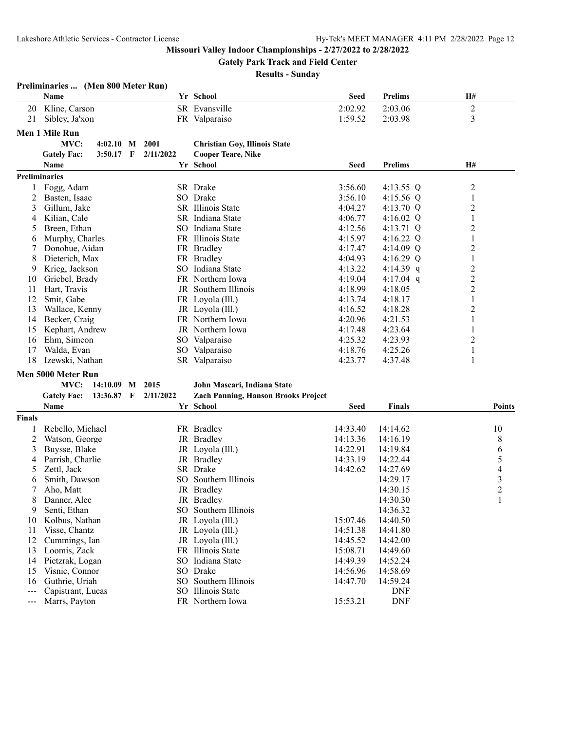**Missouri Valley Indoor Championships - 2/27/2022 to 2/28/2022**

**Gately Park Track and Field Center**

**Results - Sunday**

### Preliminaries ... (Men 800 Meter Run)

| | Name | Yr | School | Seed | Prelims | H# |
|---|---|---|---|---|---|---|
| 20 | Kline, Carson | SR | Evansville | 2:02.92 | 2:03.06 | 2 |
| 21 | Sibley, Ja'xon | FR | Valparaiso | 1:59.52 | 2:03.98 | 3 |

### Men 1 Mile Run

**MVC:** 4:02.10 M 2001 **Christian Goy, Illinois State**
**Gately Fac:** 3:50.17 F 2/11/2022 **Cooper Teare, Nike**

**Preliminaries**

| | Name | Yr | School | Seed | Prelims | H# |
|---|---|---|---|---|---|---|
| 1 | Fogg, Adam | SR | Drake | 3:56.60 | 4:13.55 Q | 2 |
| 2 | Basten, Isaac | SO | Drake | 3:56.10 | 4:15.56 Q | 1 |
| 3 | Gillum, Jake | SR | Illinois State | 4:04.27 | 4:13.70 Q | 2 |
| 4 | Kilian, Cale | SR | Indiana State | 4:06.77 | 4:16.02 Q | 1 |
| 5 | Breen, Ethan | SO | Indiana State | 4:12.56 | 4:13.71 Q | 2 |
| 6 | Murphy, Charles | FR | Illinois State | 4:15.97 | 4:16.22 Q | 1 |
| 7 | Donohue, Aidan | FR | Bradley | 4:17.47 | 4:14.09 Q | 2 |
| 8 | Dieterich, Max | FR | Bradley | 4:04.93 | 4:16.29 Q | 1 |
| 9 | Krieg, Jackson | SO | Indiana State | 4:13.22 | 4:14.39 q | 2 |
| 10 | Griebel, Brady | FR | Northern Iowa | 4:19.04 | 4:17.04 q | 2 |
| 11 | Hart, Travis | JR | Southern Illinois | 4:18.99 | 4:18.05 | 2 |
| 12 | Smit, Gabe | FR | Loyola (Ill.) | 4:13.74 | 4:18.17 | 1 |
| 13 | Wallace, Kenny | JR | Loyola (Ill.) | 4:16.52 | 4:18.28 | 2 |
| 14 | Becker, Craig | FR | Northern Iowa | 4:20.96 | 4:21.53 | 1 |
| 15 | Kephart, Andrew | JR | Northern Iowa | 4:17.48 | 4:23.64 | 1 |
| 16 | Ehm, Simeon | SO | Valparaiso | 4:25.32 | 4:23.93 | 2 |
| 17 | Walda, Evan | SO | Valparaiso | 4:18.76 | 4:25.26 | 1 |
| 18 | Izewski, Nathan | SR | Valparaiso | 4:23.77 | 4:37.48 | 1 |

### Men 5000 Meter Run

**MVC:** 14:10.09 M 2015 **John Mascari, Indiana State**
**Gately Fac:** 13:36.87 F 2/11/2022 **Zach Panning, Hanson Brooks Project**

**Finals**

| | Name | Yr | School | Seed | Finals | Points |
|---|---|---|---|---|---|---|
| 1 | Rebello, Michael | FR | Bradley | 14:33.40 | 14:14.62 | 10 |
| 2 | Watson, George | JR | Bradley | 14:13.36 | 14:16.19 | 8 |
| 3 | Buysse, Blake | JR | Loyola (Ill.) | 14:22.91 | 14:19.84 | 6 |
| 4 | Parrish, Charlie | JR | Bradley | 14:33.19 | 14:22.44 | 5 |
| 5 | Zettl, Jack | SR | Drake | 14:42.62 | 14:27.69 | 4 |
| 6 | Smith, Dawson | SO | Southern Illinois | | 14:29.17 | 3 |
| 7 | Aho, Matt | JR | Bradley | | 14:30.15 | 2 |
| 8 | Danner, Alec | JR | Bradley | | 14:30.30 | 1 |
| 9 | Senti, Ethan | SO | Southern Illinois | | 14:36.32 | |
| 10 | Kolbus, Nathan | JR | Loyola (Ill.) | 15:07.46 | 14:40.50 | |
| 11 | Visse, Chantz | JR | Loyola (Ill.) | 14:51.38 | 14:41.80 | |
| 12 | Cummings, Ian | JR | Loyola (Ill.) | 14:45.52 | 14:42.00 | |
| 13 | Loomis, Zack | FR | Illinois State | 15:08.71 | 14:49.60 | |
| 14 | Pietzrak, Logan | SO | Indiana State | 14:49.39 | 14:52.24 | |
| 15 | Visnic, Connor | SO | Drake | 14:56.96 | 14:58.69 | |
| 16 | Guthrie, Uriah | SO | Southern Illinois | 14:47.70 | 14:59.24 | |
| --- | Capistrant, Lucas | SO | Illinois State | | DNF | |
| --- | Marrs, Payton | FR | Northern Iowa | 15:53.21 | DNF | |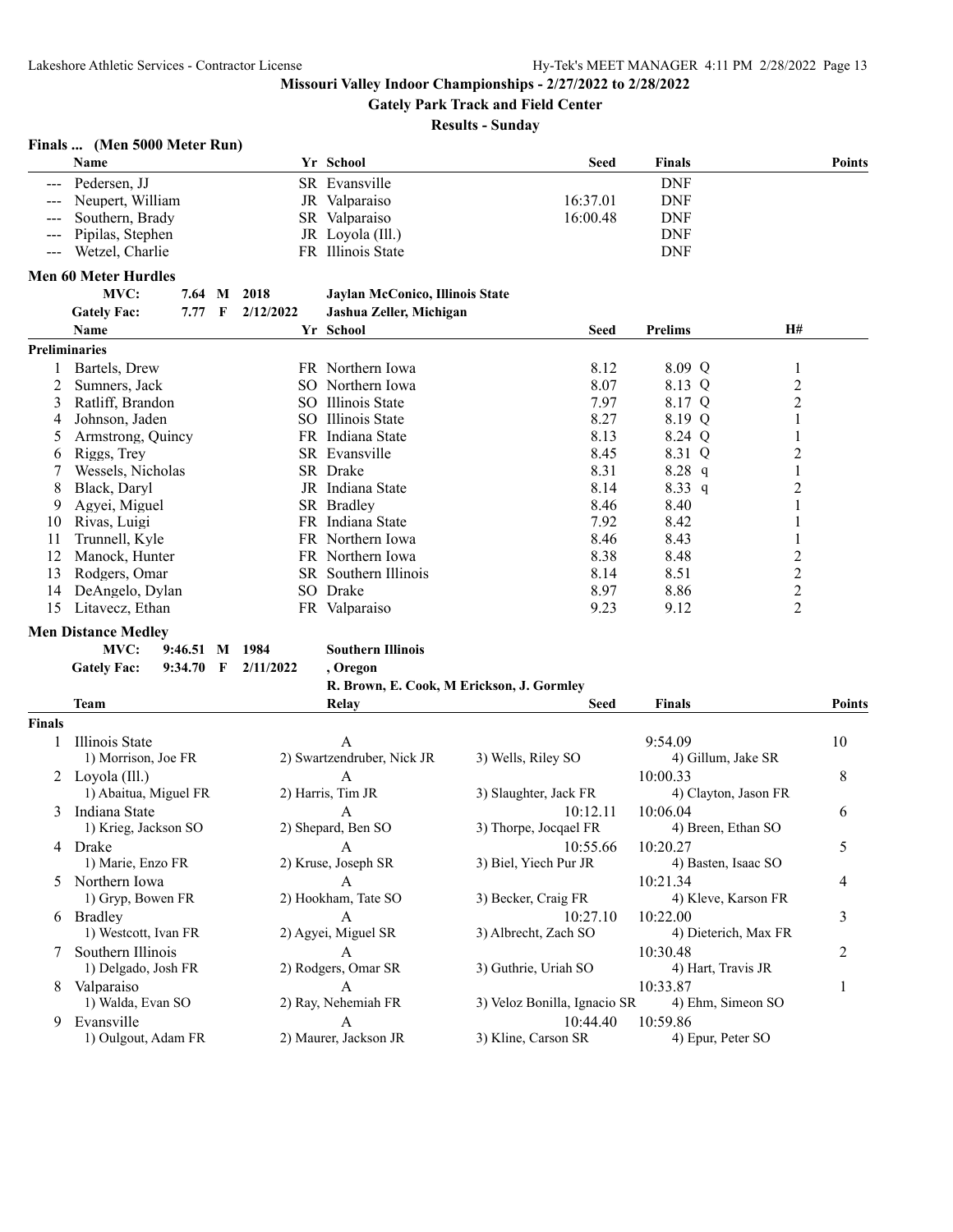## Missouri Valley Indoor Championships - 2/27/2022 to 2/28/2022

### Gately Park Track and Field Center

### Results - Sunday

### Finals ... (Men 5000 Meter Run)

| | Name | Yr | School | Seed | Finals | Points |
|---|---|---|---|---|---|---|
| --- | Pedersen, JJ | SR | Evansville | | DNF | |
| --- | Neupert, William | JR | Valparaiso | 16:37.01 | DNF | |
| --- | Southern, Brady | SR | Valparaiso | 16:00.48 | DNF | |
| --- | Pipilas, Stephen | JR | Loyola (Ill.) | | DNF | |
| --- | Wetzel, Charlie | FR | Illinois State | | DNF | |

### Men 60 Meter Hurdles

MVC: 7.64 M 2018 — **Jaylan McConico, Illinois State**

Gately Fac: 7.77 F 2/12/2022 — **Jashua Zeller, Michigan**

**Preliminaries**

| | Name | Yr | School | Seed | Prelims | | H# |
|---|---|---|---|---|---|---|---|
| 1 | Bartels, Drew | FR | Northern Iowa | 8.12 | 8.09 | Q | 1 |
| 2 | Sumners, Jack | SO | Northern Iowa | 8.07 | 8.13 | Q | 2 |
| 3 | Ratliff, Brandon | SO | Illinois State | 7.97 | 8.17 | Q | 2 |
| 4 | Johnson, Jaden | SO | Illinois State | 8.27 | 8.19 | Q | 1 |
| 5 | Armstrong, Quincy | FR | Indiana State | 8.13 | 8.24 | Q | 1 |
| 6 | Riggs, Trey | SR | Evansville | 8.45 | 8.31 | Q | 2 |
| 7 | Wessels, Nicholas | SR | Drake | 8.31 | 8.28 | q | 1 |
| 8 | Black, Daryl | JR | Indiana State | 8.14 | 8.33 | q | 2 |
| 9 | Agyei, Miguel | SR | Bradley | 8.46 | 8.40 | | 1 |
| 10 | Rivas, Luigi | FR | Indiana State | 7.92 | 8.42 | | 1 |
| 11 | Trunnell, Kyle | FR | Northern Iowa | 8.46 | 8.43 | | 1 |
| 12 | Manock, Hunter | FR | Northern Iowa | 8.38 | 8.48 | | 2 |
| 13 | Rodgers, Omar | SR | Southern Illinois | 8.14 | 8.51 | | 2 |
| 14 | DeAngelo, Dylan | SO | Drake | 8.97 | 8.86 | | 2 |
| 15 | Litavecz, Ethan | FR | Valparaiso | 9.23 | 9.12 | | 2 |

### Men Distance Medley

MVC: 9:46.51 M 1984 — **Southern Illinois**

Gately Fac: 9:34.70 F 2/11/2022 — **, Oregon**

**R. Brown, E. Cook, M Erickson, J. Gormley**

**Finals**

| | Team | Relay | | Seed | Finals | Points |
|---|---|---|---|---|---|---|
| 1 | Illinois State | A | | | 9:54.09 | 10 |
| | 1) Morrison, Joe FR | 2) Swartzendruber, Nick JR | 3) Wells, Riley SO | | 4) Gillum, Jake SR | |
| 2 | Loyola (Ill.) | A | | | 10:00.33 | 8 |
| | 1) Abaitua, Miguel FR | 2) Harris, Tim JR | 3) Slaughter, Jack FR | | 4) Clayton, Jason FR | |
| 3 | Indiana State | A | | 10:12.11 | 10:06.04 | 6 |
| | 1) Krieg, Jackson SO | 2) Shepard, Ben SO | 3) Thorpe, Jocqael FR | | 4) Breen, Ethan SO | |
| 4 | Drake | A | | 10:55.66 | 10:20.27 | 5 |
| | 1) Marie, Enzo FR | 2) Kruse, Joseph SR | 3) Biel, Yiech Pur JR | | 4) Basten, Isaac SO | |
| 5 | Northern Iowa | A | | | 10:21.34 | 4 |
| | 1) Gryp, Bowen FR | 2) Hookham, Tate SO | 3) Becker, Craig FR | | 4) Kleve, Karson FR | |
| 6 | Bradley | A | | 10:27.10 | 10:22.00 | 3 |
| | 1) Westcott, Ivan FR | 2) Agyei, Miguel SR | 3) Albrecht, Zach SO | | 4) Dieterich, Max FR | |
| 7 | Southern Illinois | A | | | 10:30.48 | 2 |
| | 1) Delgado, Josh FR | 2) Rodgers, Omar SR | 3) Guthrie, Uriah SO | | 4) Hart, Travis JR | |
| 8 | Valparaiso | A | | | 10:33.87 | 1 |
| | 1) Walda, Evan SO | 2) Ray, Nehemiah FR | 3) Veloz Bonilla, Ignacio SR | | 4) Ehm, Simeon SO | |
| 9 | Evansville | A | | 10:44.40 | 10:59.86 | |
| | 1) Oulgout, Adam FR | 2) Maurer, Jackson JR | 3) Kline, Carson SR | | 4) Epur, Peter SO | |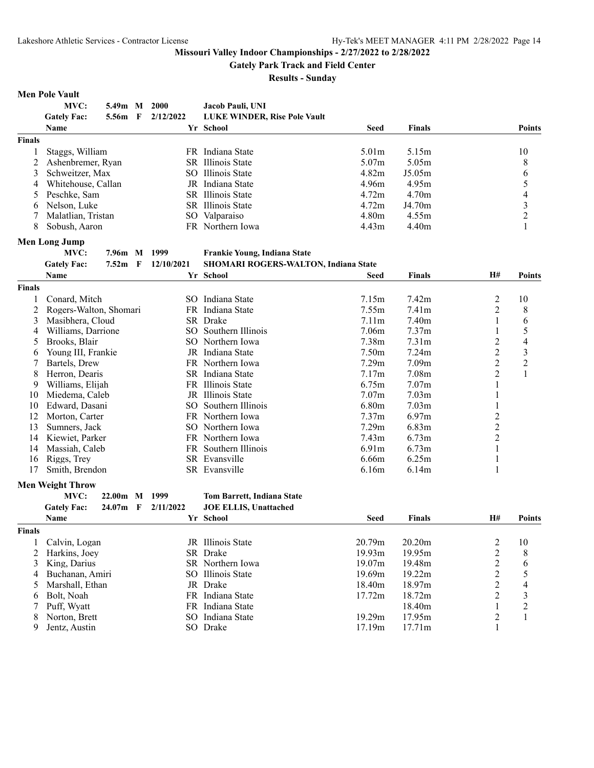**Missouri Valley Indoor Championships - 2/27/2022 to 2/28/2022**

**Gately Park Track and Field Center**

**Results - Sunday**

## Men Pole Vault

| | | | | |
|---|---|---|---|---|
| MVC: | 5.49m M | 2000 | Jacob Pauli, UNI | |
| Gately Fac: | 5.56m F | 2/12/2022 | LUKE WINDER, Rise Pole Vault | |

| | Name | Yr | School | Seed | Finals | Points |
|---|---|---|---|---|---|---|
| **Finals** | | | | | | |
| 1 | Staggs, William | FR | Indiana State | 5.01m | 5.15m | 10 |
| 2 | Ashenbremer, Ryan | SR | Illinois State | 5.07m | 5.05m | 8 |
| 3 | Schweitzer, Max | SO | Illinois State | 4.82m | J5.05m | 6 |
| 4 | Whitehouse, Callan | JR | Indiana State | 4.96m | 4.95m | 5 |
| 5 | Peschke, Sam | SR | Illinois State | 4.72m | 4.70m | 4 |
| 6 | Nelson, Luke | SR | Illinois State | 4.72m | J4.70m | 3 |
| 7 | Malatlian, Tristan | SO | Valparaiso | 4.80m | 4.55m | 2 |
| 8 | Sobush, Aaron | FR | Northern Iowa | 4.43m | 4.40m | 1 |

## Men Long Jump

| | | | | |
|---|---|---|---|---|
| MVC: | 7.96m M | 1999 | Frankie Young, Indiana State | |
| Gately Fac: | 7.52m F | 12/10/2021 | SHOMARI ROGERS-WALTON, Indiana State | |

| | Name | Yr | School | Seed | Finals | H# | Points |
|---|---|---|---|---|---|---|---|
| **Finals** | | | | | | | |
| 1 | Conard, Mitch | SO | Indiana State | 7.15m | 7.42m | 2 | 10 |
| 2 | Rogers-Walton, Shomari | FR | Indiana State | 7.55m | 7.41m | 2 | 8 |
| 3 | Masibhera, Cloud | SR | Drake | 7.11m | 7.40m | 1 | 6 |
| 4 | Williams, Darrione | SO | Southern Illinois | 7.06m | 7.37m | 1 | 5 |
| 5 | Brooks, Blair | SO | Northern Iowa | 7.38m | 7.31m | 2 | 4 |
| 6 | Young III, Frankie | JR | Indiana State | 7.50m | 7.24m | 2 | 3 |
| 7 | Bartels, Drew | FR | Northern Iowa | 7.29m | 7.09m | 2 | 2 |
| 8 | Herron, Dearis | SR | Indiana State | 7.17m | 7.08m | 2 | 1 |
| 9 | Williams, Elijah | FR | Illinois State | 6.75m | 7.07m | 1 | |
| 10 | Miedema, Caleb | JR | Illinois State | 7.07m | 7.03m | 1 | |
| 10 | Edward, Dasani | SO | Southern Illinois | 6.80m | 7.03m | 1 | |
| 12 | Morton, Carter | FR | Northern Iowa | 7.37m | 6.97m | 2 | |
| 13 | Sumners, Jack | SO | Northern Iowa | 7.29m | 6.83m | 2 | |
| 14 | Kiewiet, Parker | FR | Northern Iowa | 7.43m | 6.73m | 2 | |
| 14 | Massiah, Caleb | FR | Southern Illinois | 6.91m | 6.73m | 1 | |
| 16 | Riggs, Trey | SR | Evansville | 6.66m | 6.25m | 1 | |
| 17 | Smith, Brendon | SR | Evansville | 6.16m | 6.14m | 1 | |

## Men Weight Throw

| | | | | |
|---|---|---|---|---|
| MVC: | 22.00m M | 1999 | Tom Barrett, Indiana State | |
| Gately Fac: | 24.07m F | 2/11/2022 | JOE ELLIS, Unattached | |

| | Name | Yr | School | Seed | Finals | H# | Points |
|---|---|---|---|---|---|---|---|
| **Finals** | | | | | | | |
| 1 | Calvin, Logan | JR | Illinois State | 20.79m | 20.20m | 2 | 10 |
| 2 | Harkins, Joey | SR | Drake | 19.93m | 19.95m | 2 | 8 |
| 3 | King, Darius | SR | Northern Iowa | 19.07m | 19.48m | 2 | 6 |
| 4 | Buchanan, Amiri | SO | Illinois State | 19.69m | 19.22m | 2 | 5 |
| 5 | Marshall, Ethan | JR | Drake | 18.40m | 18.97m | 2 | 4 |
| 6 | Bolt, Noah | FR | Indiana State | 17.72m | 18.72m | 2 | 3 |
| 7 | Puff, Wyatt | FR | Indiana State | | 18.40m | 1 | 2 |
| 8 | Norton, Brett | SO | Indiana State | 19.29m | 17.95m | 2 | 1 |
| 9 | Jentz, Austin | SO | Drake | 17.19m | 17.71m | 1 | |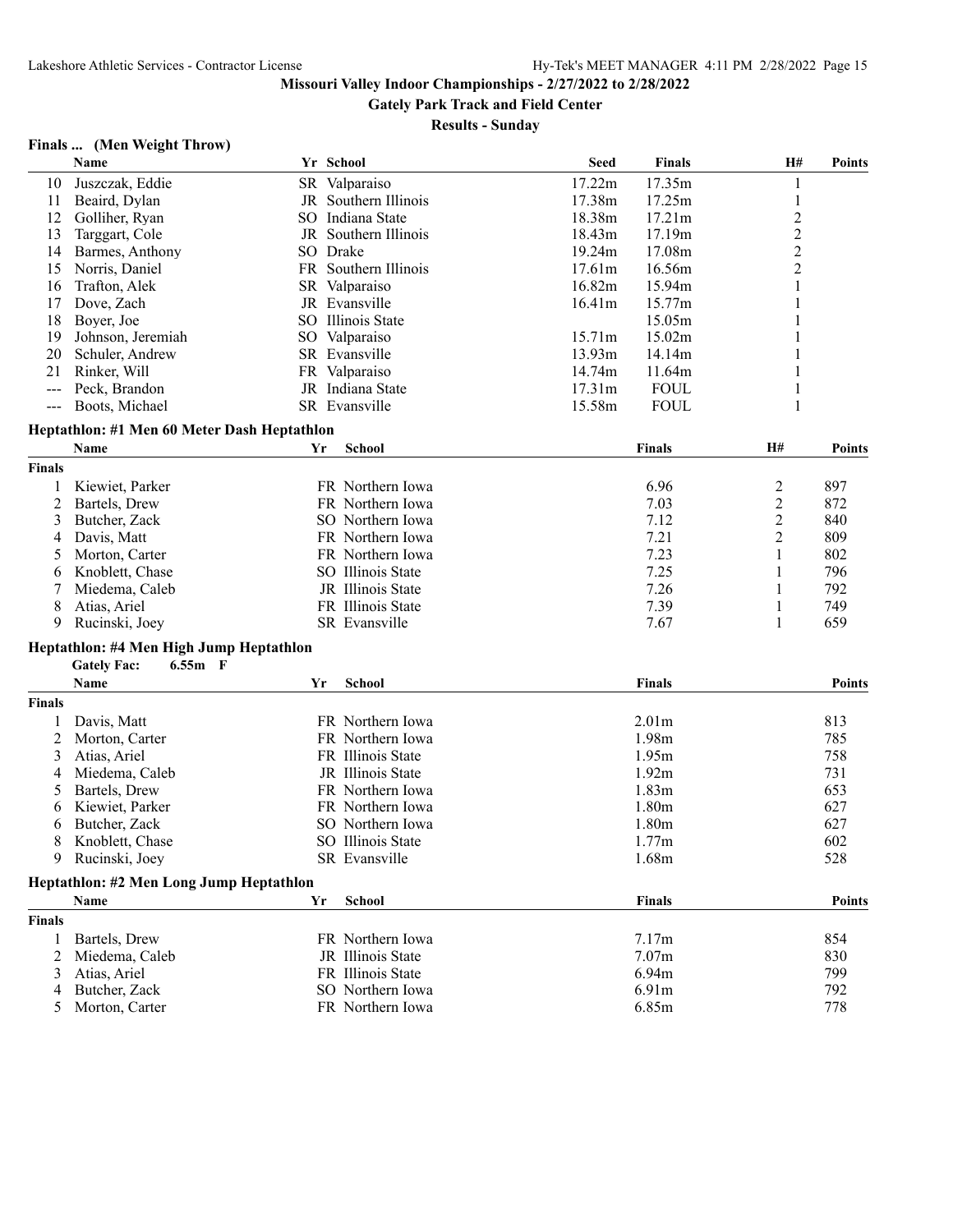## Missouri Valley Indoor Championships - 2/27/2022 to 2/28/2022

### Gately Park Track and Field Center

### Results - Sunday

#### Finals ... (Men Weight Throw)

| | Name | Yr | School | Seed | Finals | H# | Points |
|---|---|---|---|---|---|---|---|
| 10 | Juszczak, Eddie | SR | Valparaiso | 17.22m | 17.35m | 1 | |
| 11 | Beaird, Dylan | JR | Southern Illinois | 17.38m | 17.25m | 1 | |
| 12 | Golliher, Ryan | SO | Indiana State | 18.38m | 17.21m | 2 | |
| 13 | Targgart, Cole | JR | Southern Illinois | 18.43m | 17.19m | 2 | |
| 14 | Barmes, Anthony | SO | Drake | 19.24m | 17.08m | 2 | |
| 15 | Norris, Daniel | FR | Southern Illinois | 17.61m | 16.56m | 2 | |
| 16 | Trafton, Alek | SR | Valparaiso | 16.82m | 15.94m | 1 | |
| 17 | Dove, Zach | JR | Evansville | 16.41m | 15.77m | 1 | |
| 18 | Boyer, Joe | SO | Illinois State | | 15.05m | 1 | |
| 19 | Johnson, Jeremiah | SO | Valparaiso | 15.71m | 15.02m | 1 | |
| 20 | Schuler, Andrew | SR | Evansville | 13.93m | 14.14m | 1 | |
| 21 | Rinker, Will | FR | Valparaiso | 14.74m | 11.64m | 1 | |
| --- | Peck, Brandon | JR | Indiana State | 17.31m | FOUL | 1 | |
| --- | Boots, Michael | SR | Evansville | 15.58m | FOUL | 1 | |

#### Heptathlon: #1 Men 60 Meter Dash Heptathlon

| | Name | Yr | School | Finals | H# | Points |
|---|---|---|---|---|---|---|
| **Finals** | | | | | | |
| 1 | Kiewiet, Parker | FR | Northern Iowa | 6.96 | 2 | 897 |
| 2 | Bartels, Drew | FR | Northern Iowa | 7.03 | 2 | 872 |
| 3 | Butcher, Zack | SO | Northern Iowa | 7.12 | 2 | 840 |
| 4 | Davis, Matt | FR | Northern Iowa | 7.21 | 2 | 809 |
| 5 | Morton, Carter | FR | Northern Iowa | 7.23 | 1 | 802 |
| 6 | Knoblett, Chase | SO | Illinois State | 7.25 | 1 | 796 |
| 7 | Miedema, Caleb | JR | Illinois State | 7.26 | 1 | 792 |
| 8 | Atias, Ariel | FR | Illinois State | 7.39 | 1 | 749 |
| 9 | Rucinski, Joey | SR | Evansville | 7.67 | 1 | 659 |

#### Heptathlon: #4 Men High Jump Heptathlon

Gately Fac: 6.55m F

| | Name | Yr | School | Finals | Points |
|---|---|---|---|---|---|
| **Finals** | | | | | |
| 1 | Davis, Matt | FR | Northern Iowa | 2.01m | 813 |
| 2 | Morton, Carter | FR | Northern Iowa | 1.98m | 785 |
| 3 | Atias, Ariel | FR | Illinois State | 1.95m | 758 |
| 4 | Miedema, Caleb | JR | Illinois State | 1.92m | 731 |
| 5 | Bartels, Drew | FR | Northern Iowa | 1.83m | 653 |
| 6 | Kiewiet, Parker | FR | Northern Iowa | 1.80m | 627 |
| 6 | Butcher, Zack | SO | Northern Iowa | 1.80m | 627 |
| 8 | Knoblett, Chase | SO | Illinois State | 1.77m | 602 |
| 9 | Rucinski, Joey | SR | Evansville | 1.68m | 528 |

#### Heptathlon: #2 Men Long Jump Heptathlon

| | Name | Yr | School | Finals | Points |
|---|---|---|---|---|---|
| **Finals** | | | | | |
| 1 | Bartels, Drew | FR | Northern Iowa | 7.17m | 854 |
| 2 | Miedema, Caleb | JR | Illinois State | 7.07m | 830 |
| 3 | Atias, Ariel | FR | Illinois State | 6.94m | 799 |
| 4 | Butcher, Zack | SO | Northern Iowa | 6.91m | 792 |
| 5 | Morton, Carter | FR | Northern Iowa | 6.85m | 778 |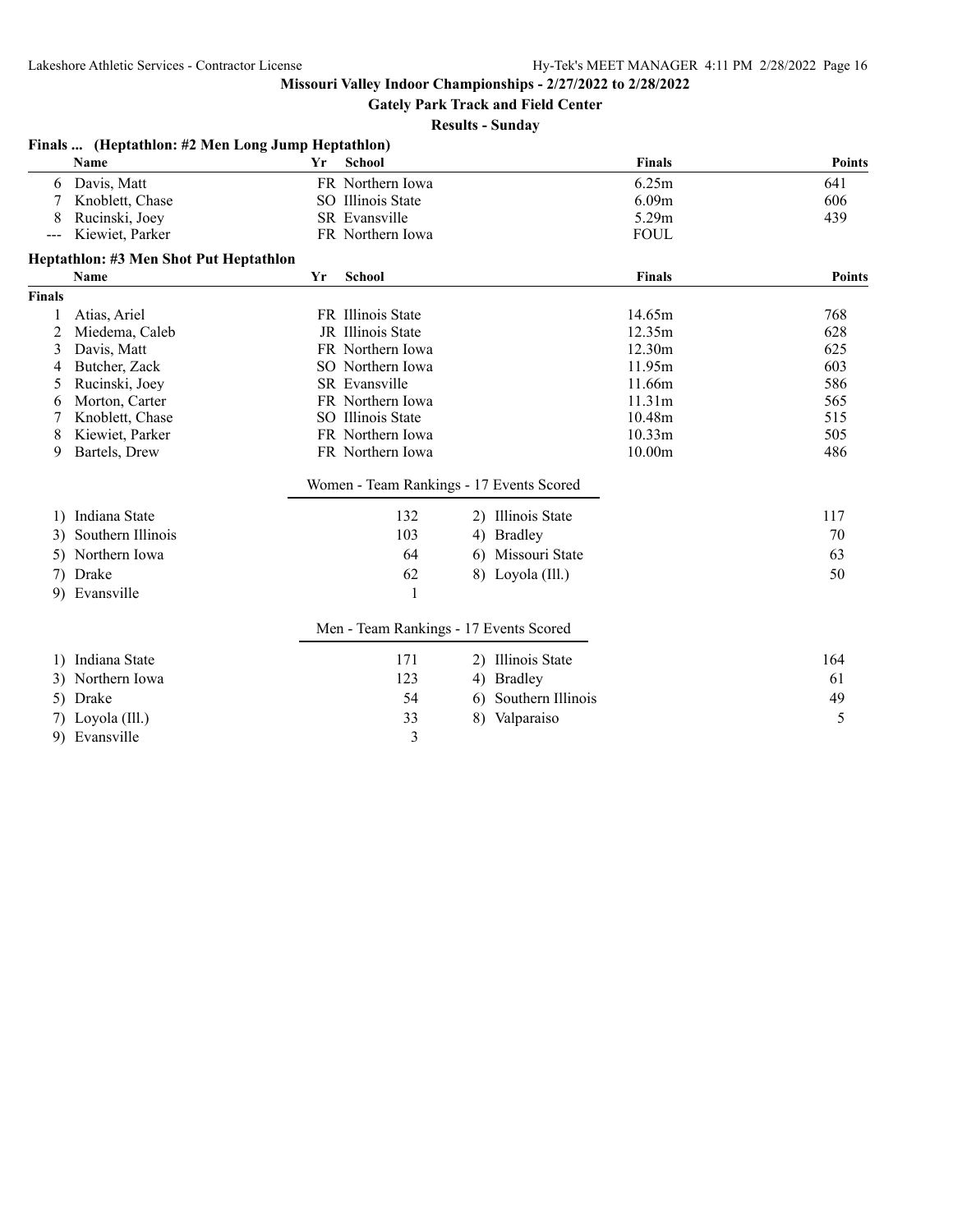## Missouri Valley Indoor Championships - 2/27/2022 to 2/28/2022

### Gately Park Track and Field Center

### Results - Sunday

**Finals ... (Heptathlon: #2 Men Long Jump Heptathlon)**

| | Name | Yr | School | Finals | Points |
|---|---|---|---|---|---|
| 6 | Davis, Matt | FR | Northern Iowa | 6.25m | 641 |
| 7 | Knoblett, Chase | SO | Illinois State | 6.09m | 606 |
| 8 | Rucinski, Joey | SR | Evansville | 5.29m | 439 |
| --- | Kiewiet, Parker | FR | Northern Iowa | FOUL | |

**Heptathlon: #3 Men Shot Put Heptathlon**

| | Name | Yr | School | Finals | Points |
|---|---|---|---|---|---|
| **Finals** | | | | | |
| 1 | Atias, Ariel | FR | Illinois State | 14.65m | 768 |
| 2 | Miedema, Caleb | JR | Illinois State | 12.35m | 628 |
| 3 | Davis, Matt | FR | Northern Iowa | 12.30m | 625 |
| 4 | Butcher, Zack | SO | Northern Iowa | 11.95m | 603 |
| 5 | Rucinski, Joey | SR | Evansville | 11.66m | 586 |
| 6 | Morton, Carter | FR | Northern Iowa | 11.31m | 565 |
| 7 | Knoblett, Chase | SO | Illinois State | 10.48m | 515 |
| 8 | Kiewiet, Parker | FR | Northern Iowa | 10.33m | 505 |
| 9 | Bartels, Drew | FR | Northern Iowa | 10.00m | 486 |

**Women - Team Rankings - 17 Events Scored**

| | | | | |
|---|---|---|---|---|
| 1) Indiana State | 132 | | 2) Illinois State | 117 |
| 3) Southern Illinois | 103 | | 4) Bradley | 70 |
| 5) Northern Iowa | 64 | | 6) Missouri State | 63 |
| 7) Drake | 62 | | 8) Loyola (Ill.) | 50 |
| 9) Evansville | 1 | | | |

**Men - Team Rankings - 17 Events Scored**

| | | | | |
|---|---|---|---|---|
| 1) Indiana State | 171 | | 2) Illinois State | 164 |
| 3) Northern Iowa | 123 | | 4) Bradley | 61 |
| 5) Drake | 54 | | 6) Southern Illinois | 49 |
| 7) Loyola (Ill.) | 33 | | 8) Valparaiso | 5 |
| 9) Evansville | 3 | | | |